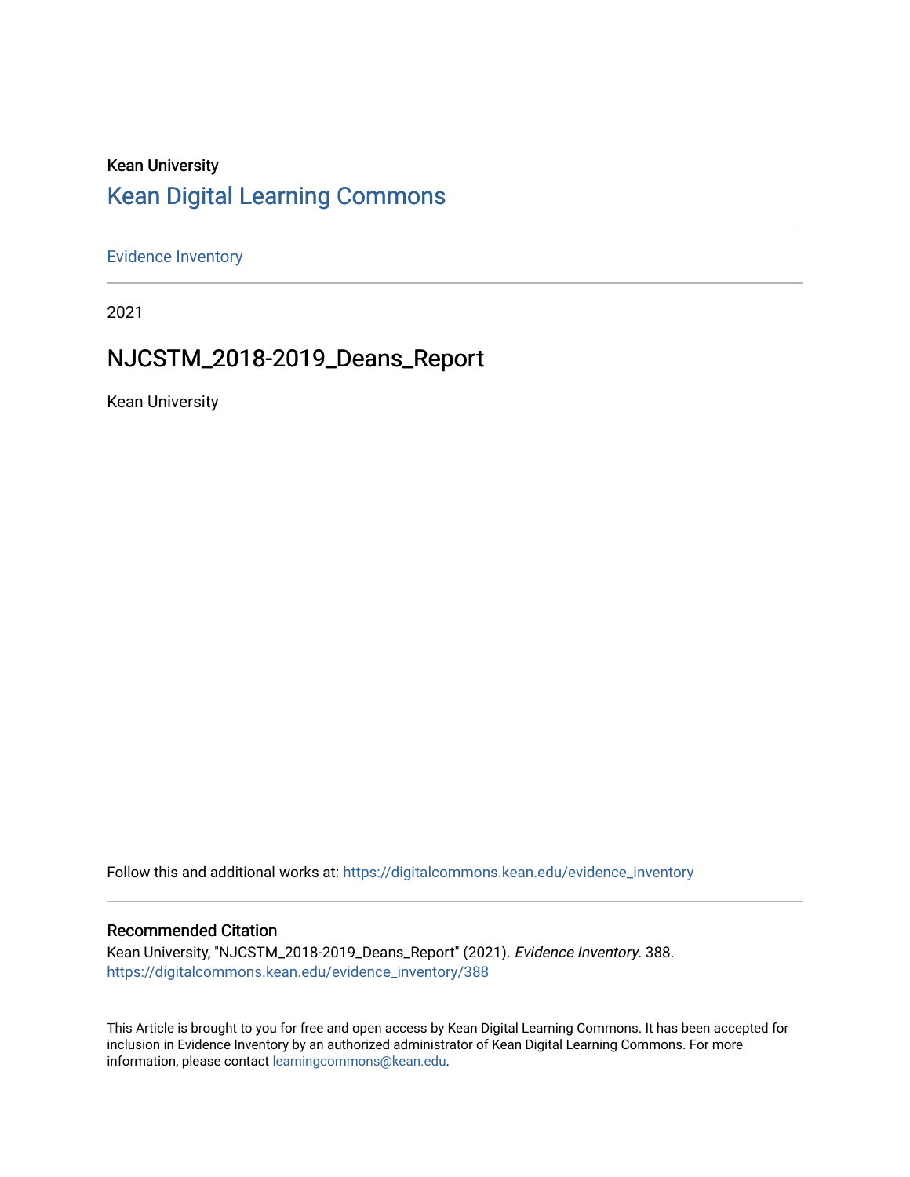Kean University

## Kean Digital Learning Commons

Evidence Inventory

2021

# NJCSTM_2018-2019_Deans_Report

Kean University

Follow this and additional works at: https://digitalcommons.kean.edu/evidence_inventory

### Recommended Citation

Kean University, "NJCSTM_2018-2019_Deans_Report" (2021). *Evidence Inventory*. 388.
https://digitalcommons.kean.edu/evidence_inventory/388

This Article is brought to you for free and open access by Kean Digital Learning Commons. It has been accepted for inclusion in Evidence Inventory by an authorized administrator of Kean Digital Learning Commons. For more information, please contact learningcommons@kean.edu.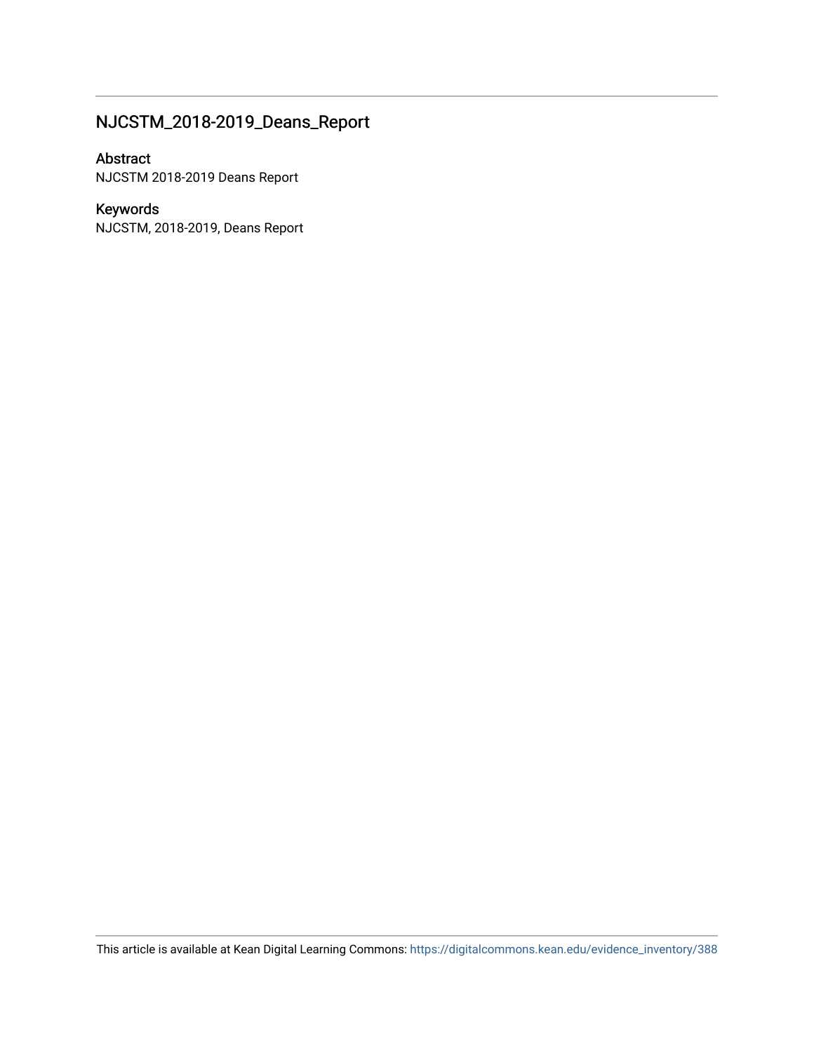## NJCSTM_2018-2019_Deans_Report

### Abstract

NJCSTM 2018-2019 Deans Report

### Keywords

NJCSTM, 2018-2019, Deans Report

This article is available at Kean Digital Learning Commons: https://digitalcommons.kean.edu/evidence_inventory/388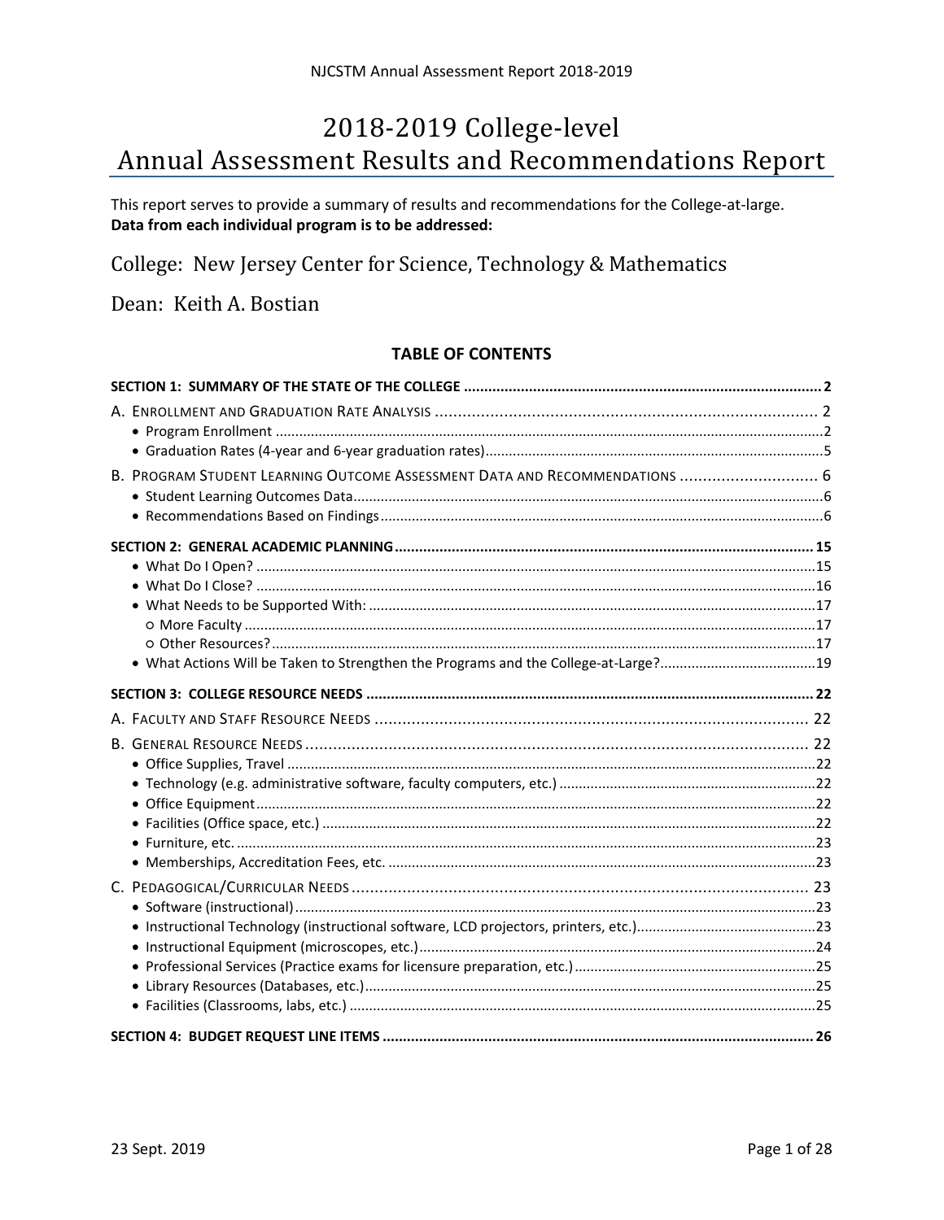# 2018-2019 College-level Annual Assessment Results and Recommendations Report

This report serves to provide a summary of results and recommendations for the College-at-large.
**Data from each individual program is to be addressed:**

## College: New Jersey Center for Science, Technology & Mathematics

## Dean: Keith A. Bostian

### TABLE OF CONTENTS

**SECTION 1: SUMMARY OF THE STATE OF THE COLLEGE ...... 2**

A. Enrollment and Graduation Rate Analysis ...... 2
- Program Enrollment ...... 2
- Graduation Rates (4-year and 6-year graduation rates) ...... 5

B. Program Student Learning Outcome Assessment Data and Recommendations ...... 6
- Student Learning Outcomes Data ...... 6
- Recommendations Based on Findings ...... 6

**SECTION 2: GENERAL ACADEMIC PLANNING ...... 15**
- What Do I Open? ...... 15
- What Do I Close? ...... 16
- What Needs to be Supported With: ...... 17
  - More Faculty ...... 17
  - Other Resources? ...... 17
- What Actions Will be Taken to Strengthen the Programs and the College-at-Large? ...... 19

**SECTION 3: COLLEGE RESOURCE NEEDS ...... 22**

A. Faculty and Staff Resource Needs ...... 22

B. General Resource Needs ...... 22
- Office Supplies, Travel ...... 22
- Technology (e.g. administrative software, faculty computers, etc.) ...... 22
- Office Equipment ...... 22
- Facilities (Office space, etc.) ...... 22
- Furniture, etc. ...... 23
- Memberships, Accreditation Fees, etc. ...... 23

C. Pedagogical/Curricular Needs ...... 23
- Software (instructional) ...... 23
- Instructional Technology (instructional software, LCD projectors, printers, etc.) ...... 23
- Instructional Equipment (microscopes, etc.) ...... 24
- Professional Services (Practice exams for licensure preparation, etc.) ...... 25
- Library Resources (Databases, etc.) ...... 25
- Facilities (Classrooms, labs, etc.) ...... 25

**SECTION 4: BUDGET REQUEST LINE ITEMS ...... 26**

23 Sept. 2019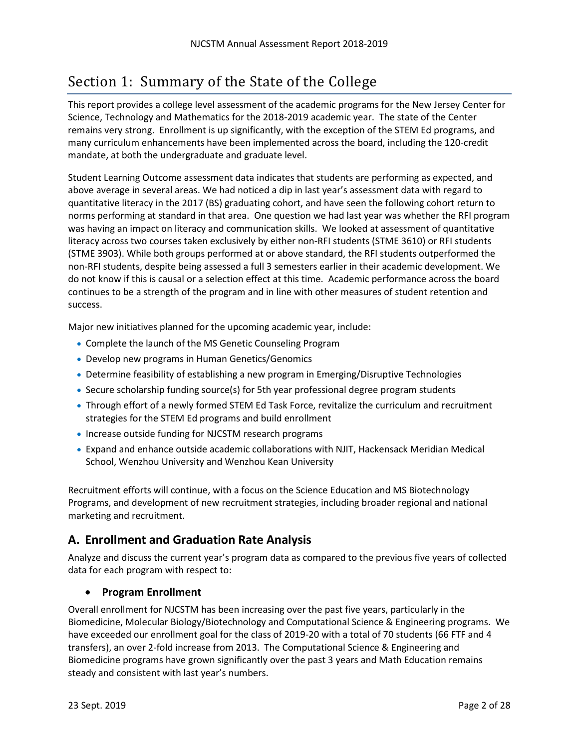# Section 1: Summary of the State of the College

This report provides a college level assessment of the academic programs for the New Jersey Center for Science, Technology and Mathematics for the 2018-2019 academic year. The state of the Center remains very strong. Enrollment is up significantly, with the exception of the STEM Ed programs, and many curriculum enhancements have been implemented across the board, including the 120-credit mandate, at both the undergraduate and graduate level.

Student Learning Outcome assessment data indicates that students are performing as expected, and above average in several areas. We had noticed a dip in last year's assessment data with regard to quantitative literacy in the 2017 (BS) graduating cohort, and have seen the following cohort return to norms performing at standard in that area. One question we had last year was whether the RFI program was having an impact on literacy and communication skills. We looked at assessment of quantitative literacy across two courses taken exclusively by either non-RFI students (STME 3610) or RFI students (STME 3903). While both groups performed at or above standard, the RFI students outperformed the non-RFI students, despite being assessed a full 3 semesters earlier in their academic development. We do not know if this is causal or a selection effect at this time. Academic performance across the board continues to be a strength of the program and in line with other measures of student retention and success.

Major new initiatives planned for the upcoming academic year, include:

- Complete the launch of the MS Genetic Counseling Program
- Develop new programs in Human Genetics/Genomics
- Determine feasibility of establishing a new program in Emerging/Disruptive Technologies
- Secure scholarship funding source(s) for 5th year professional degree program students
- Through effort of a newly formed STEM Ed Task Force, revitalize the curriculum and recruitment strategies for the STEM Ed programs and build enrollment
- Increase outside funding for NJCSTM research programs
- Expand and enhance outside academic collaborations with NJIT, Hackensack Meridian Medical School, Wenzhou University and Wenzhou Kean University

Recruitment efforts will continue, with a focus on the Science Education and MS Biotechnology Programs, and development of new recruitment strategies, including broader regional and national marketing and recruitment.

## A. Enrollment and Graduation Rate Analysis

Analyze and discuss the current year's program data as compared to the previous five years of collected data for each program with respect to:

### • Program Enrollment

Overall enrollment for NJCSTM has been increasing over the past five years, particularly in the Biomedicine, Molecular Biology/Biotechnology and Computational Science & Engineering programs. We have exceeded our enrollment goal for the class of 2019-20 with a total of 70 students (66 FTF and 4 transfers), an over 2-fold increase from 2013. The Computational Science & Engineering and Biomedicine programs have grown significantly over the past 3 years and Math Education remains steady and consistent with last year's numbers.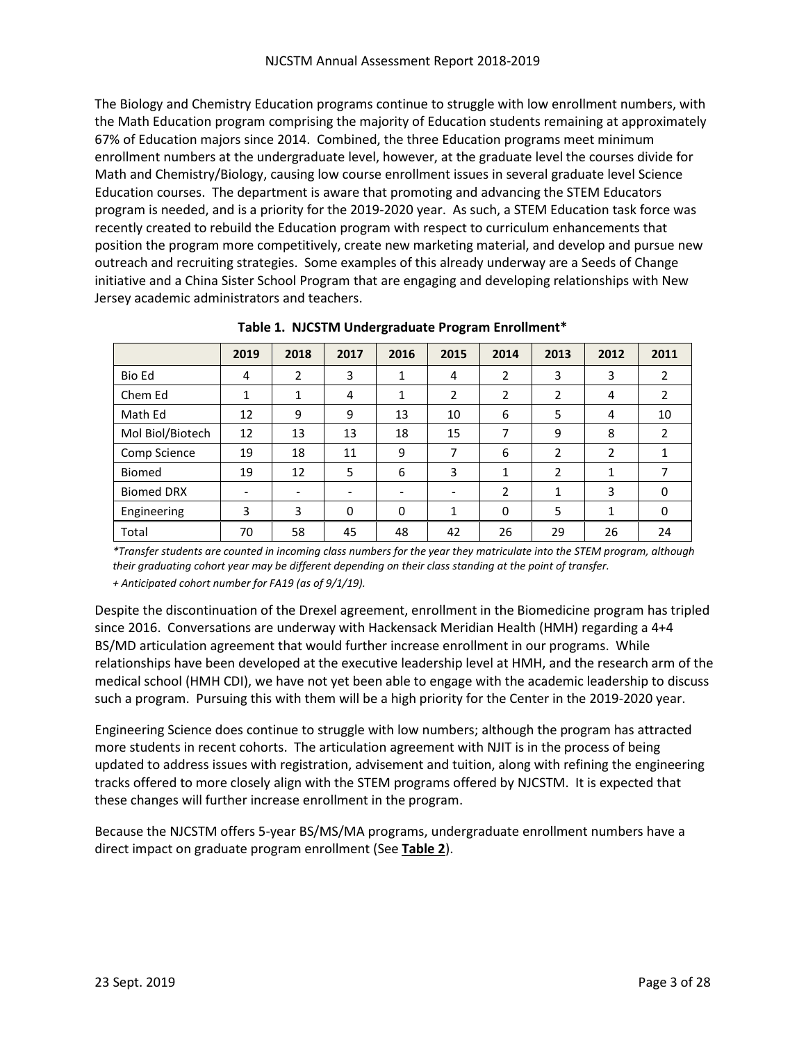The Biology and Chemistry Education programs continue to struggle with low enrollment numbers, with the Math Education program comprising the majority of Education students remaining at approximately 67% of Education majors since 2014. Combined, the three Education programs meet minimum enrollment numbers at the undergraduate level, however, at the graduate level the courses divide for Math and Chemistry/Biology, causing low course enrollment issues in several graduate level Science Education courses. The department is aware that promoting and advancing the STEM Educators program is needed, and is a priority for the 2019-2020 year. As such, a STEM Education task force was recently created to rebuild the Education program with respect to curriculum enhancements that position the program more competitively, create new marketing material, and develop and pursue new outreach and recruiting strategies. Some examples of this already underway are a Seeds of Change initiative and a China Sister School Program that are engaging and developing relationships with New Jersey academic administrators and teachers.

**Table 1. NJCSTM Undergraduate Program Enrollment***

| | 2019 | 2018 | 2017 | 2016 | 2015 | 2014 | 2013 | 2012 | 2011 |
|---|---|---|---|---|---|---|---|---|---|
| Bio Ed | 4 | 2 | 3 | 1 | 4 | 2 | 3 | 3 | 2 |
| Chem Ed | 1 | 1 | 4 | 1 | 2 | 2 | 2 | 4 | 2 |
| Math Ed | 12 | 9 | 9 | 13 | 10 | 6 | 5 | 4 | 10 |
| Mol Biol/Biotech | 12 | 13 | 13 | 18 | 15 | 7 | 9 | 8 | 2 |
| Comp Science | 19 | 18 | 11 | 9 | 7 | 6 | 2 | 2 | 1 |
| Biomed | 19 | 12 | 5 | 6 | 3 | 1 | 2 | 1 | 7 |
| Biomed DRX | - | - | - | - | - | 2 | 1 | 3 | 0 |
| Engineering | 3 | 3 | 0 | 0 | 1 | 0 | 5 | 1 | 0 |
| Total | 70 | 58 | 45 | 48 | 42 | 26 | 29 | 26 | 24 |

*\*Transfer students are counted in incoming class numbers for the year they matriculate into the STEM program, although their graduating cohort year may be different depending on their class standing at the point of transfer.*

*+ Anticipated cohort number for FA19 (as of 9/1/19).*

Despite the discontinuation of the Drexel agreement, enrollment in the Biomedicine program has tripled since 2016. Conversations are underway with Hackensack Meridian Health (HMH) regarding a 4+4 BS/MD articulation agreement that would further increase enrollment in our programs. While relationships have been developed at the executive leadership level at HMH, and the research arm of the medical school (HMH CDI), we have not yet been able to engage with the academic leadership to discuss such a program. Pursuing this with them will be a high priority for the Center in the 2019-2020 year.

Engineering Science does continue to struggle with low numbers; although the program has attracted more students in recent cohorts. The articulation agreement with NJIT is in the process of being updated to address issues with registration, advisement and tuition, along with refining the engineering tracks offered to more closely align with the STEM programs offered by NJCSTM. It is expected that these changes will further increase enrollment in the program.

Because the NJCSTM offers 5-year BS/MS/MA programs, undergraduate enrollment numbers have a direct impact on graduate program enrollment (See **Table 2**).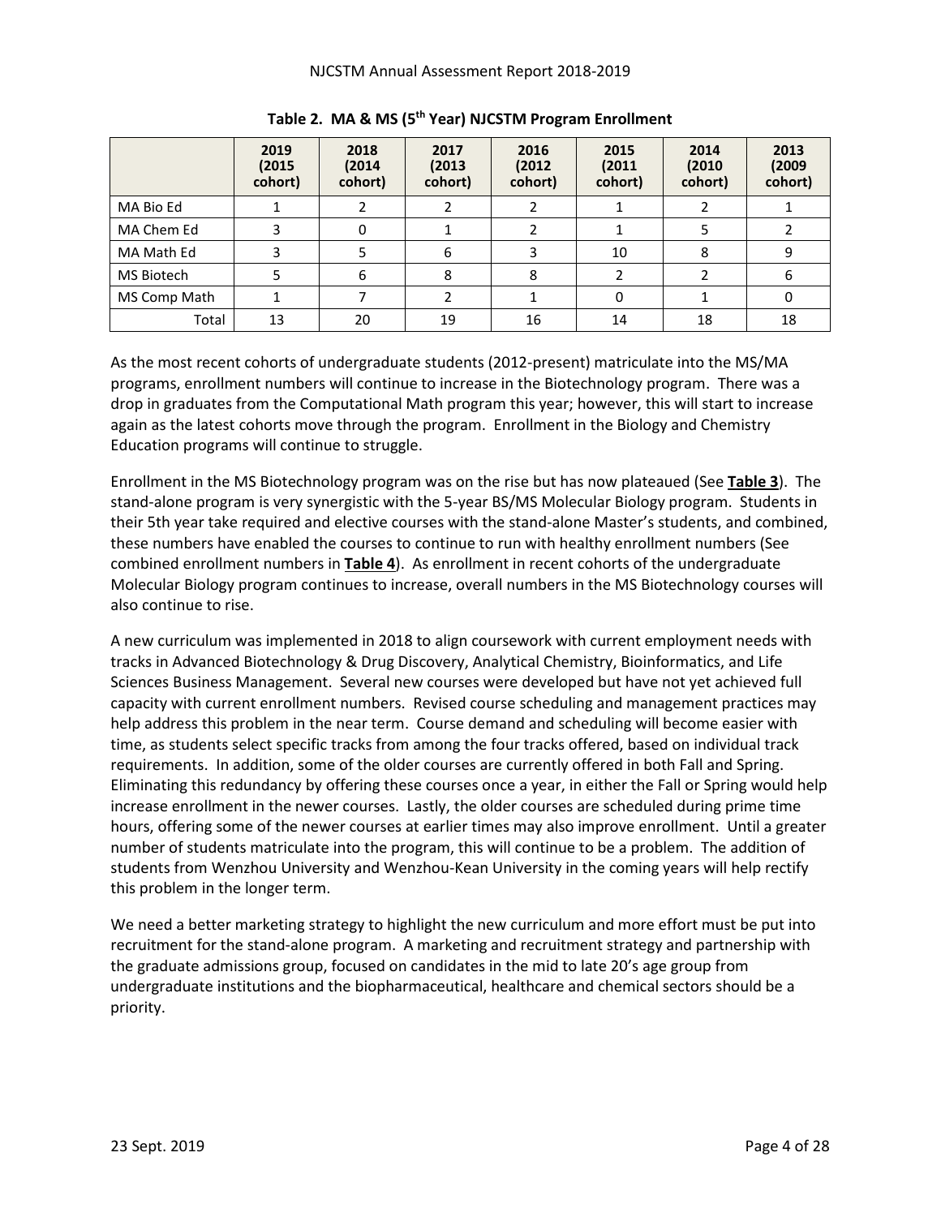**Table 2. MA & MS (5th Year) NJCSTM Program Enrollment**

| | 2019 (2015 cohort) | 2018 (2014 cohort) | 2017 (2013 cohort) | 2016 (2012 cohort) | 2015 (2011 cohort) | 2014 (2010 cohort) | 2013 (2009 cohort) |
|---|---|---|---|---|---|---|---|
| MA Bio Ed | 1 | 2 | 2 | 2 | 1 | 2 | 1 |
| MA Chem Ed | 3 | 0 | 1 | 2 | 1 | 5 | 2 |
| MA Math Ed | 3 | 5 | 6 | 3 | 10 | 8 | 9 |
| MS Biotech | 5 | 6 | 8 | 8 | 2 | 2 | 6 |
| MS Comp Math | 1 | 7 | 2 | 1 | 0 | 1 | 0 |
| Total | 13 | 20 | 19 | 16 | 14 | 18 | 18 |

As the most recent cohorts of undergraduate students (2012-present) matriculate into the MS/MA programs, enrollment numbers will continue to increase in the Biotechnology program. There was a drop in graduates from the Computational Math program this year; however, this will start to increase again as the latest cohorts move through the program. Enrollment in the Biology and Chemistry Education programs will continue to struggle.

Enrollment in the MS Biotechnology program was on the rise but has now plateaued (See **Table 3**). The stand-alone program is very synergistic with the 5-year BS/MS Molecular Biology program. Students in their 5th year take required and elective courses with the stand-alone Master's students, and combined, these numbers have enabled the courses to continue to run with healthy enrollment numbers (See combined enrollment numbers in **Table 4**). As enrollment in recent cohorts of the undergraduate Molecular Biology program continues to increase, overall numbers in the MS Biotechnology courses will also continue to rise.

A new curriculum was implemented in 2018 to align coursework with current employment needs with tracks in Advanced Biotechnology & Drug Discovery, Analytical Chemistry, Bioinformatics, and Life Sciences Business Management. Several new courses were developed but have not yet achieved full capacity with current enrollment numbers. Revised course scheduling and management practices may help address this problem in the near term. Course demand and scheduling will become easier with time, as students select specific tracks from among the four tracks offered, based on individual track requirements. In addition, some of the older courses are currently offered in both Fall and Spring. Eliminating this redundancy by offering these courses once a year, in either the Fall or Spring would help increase enrollment in the newer courses. Lastly, the older courses are scheduled during prime time hours, offering some of the newer courses at earlier times may also improve enrollment. Until a greater number of students matriculate into the program, this will continue to be a problem. The addition of students from Wenzhou University and Wenzhou-Kean University in the coming years will help rectify this problem in the longer term.

We need a better marketing strategy to highlight the new curriculum and more effort must be put into recruitment for the stand-alone program. A marketing and recruitment strategy and partnership with the graduate admissions group, focused on candidates in the mid to late 20's age group from undergraduate institutions and the biopharmaceutical, healthcare and chemical sectors should be a priority.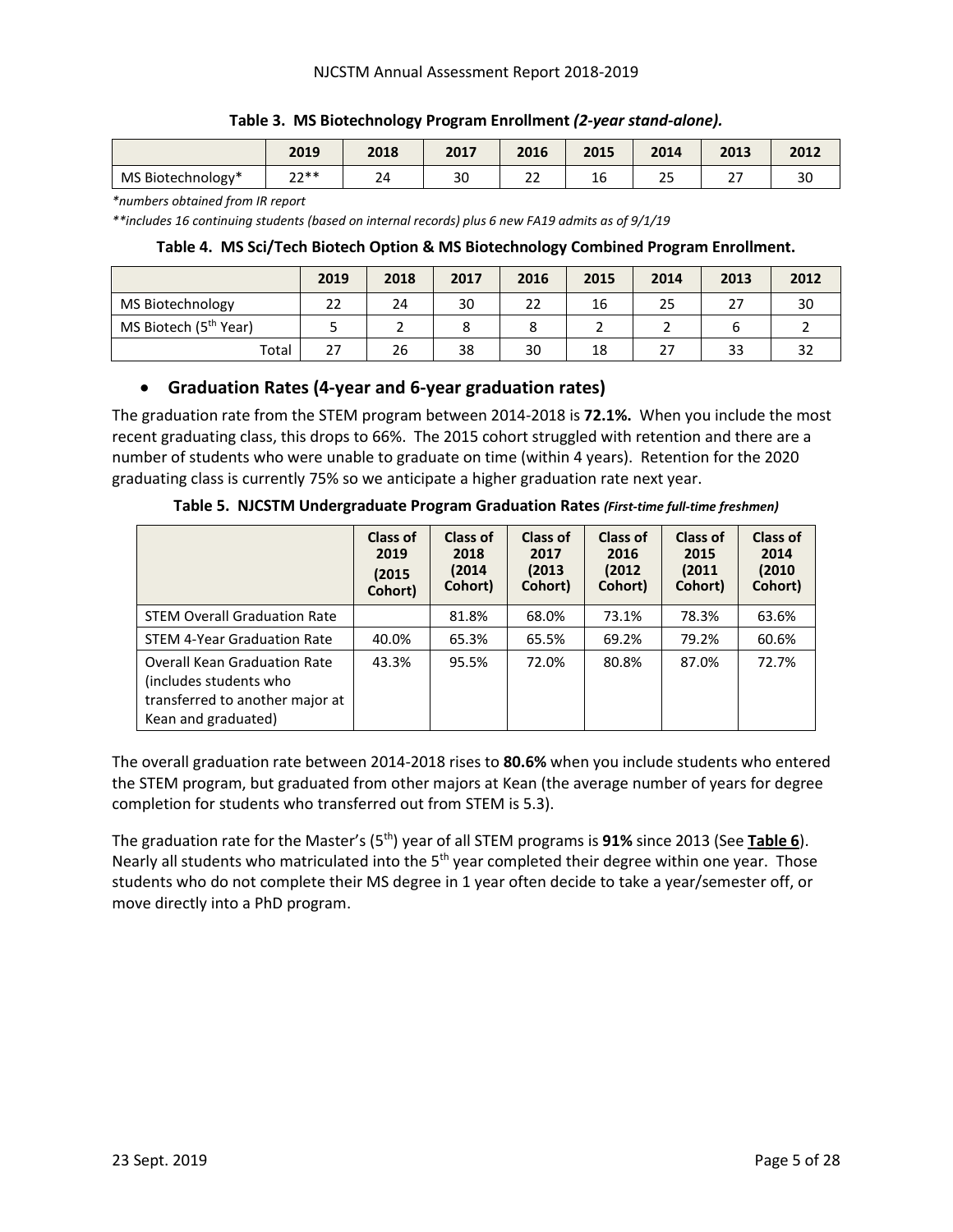**Table 3. MS Biotechnology Program Enrollment *(2-year stand-alone).***

| | 2019 | 2018 | 2017 | 2016 | 2015 | 2014 | 2013 | 2012 |
|---|---|---|---|---|---|---|---|---|
| MS Biotechnology* | 22** | 24 | 30 | 22 | 16 | 25 | 27 | 30 |

*\*numbers obtained from IR report*

*\*\*includes 16 continuing students (based on internal records) plus 6 new FA19 admits as of 9/1/19*

**Table 4. MS Sci/Tech Biotech Option & MS Biotechnology Combined Program Enrollment.**

| | 2019 | 2018 | 2017 | 2016 | 2015 | 2014 | 2013 | 2012 |
|---|---|---|---|---|---|---|---|---|
| MS Biotechnology | 22 | 24 | 30 | 22 | 16 | 25 | 27 | 30 |
| MS Biotech (5th Year) | 5 | 2 | 8 | 8 | 2 | 2 | 6 | 2 |
| Total | 27 | 26 | 38 | 30 | 18 | 27 | 33 | 32 |

- **Graduation Rates (4-year and 6-year graduation rates)**

The graduation rate from the STEM program between 2014-2018 is **72.1%.** When you include the most recent graduating class, this drops to 66%. The 2015 cohort struggled with retention and there are a number of students who were unable to graduate on time (within 4 years). Retention for the 2020 graduating class is currently 75% so we anticipate a higher graduation rate next year.

**Table 5. NJCSTM Undergraduate Program Graduation Rates** ***(First-time full-time freshmen)***

| | Class of 2019 (2015 Cohort) | Class of 2018 (2014 Cohort) | Class of 2017 (2013 Cohort) | Class of 2016 (2012 Cohort) | Class of 2015 (2011 Cohort) | Class of 2014 (2010 Cohort) |
|---|---|---|---|---|---|---|
| STEM Overall Graduation Rate | | 81.8% | 68.0% | 73.1% | 78.3% | 63.6% |
| STEM 4-Year Graduation Rate | 40.0% | 65.3% | 65.5% | 69.2% | 79.2% | 60.6% |
| Overall Kean Graduation Rate (includes students who transferred to another major at Kean and graduated) | 43.3% | 95.5% | 72.0% | 80.8% | 87.0% | 72.7% |

The overall graduation rate between 2014-2018 rises to **80.6%** when you include students who entered the STEM program, but graduated from other majors at Kean (the average number of years for degree completion for students who transferred out from STEM is 5.3).

The graduation rate for the Master's (5th) year of all STEM programs is **91%** since 2013 (See **Table 6**). Nearly all students who matriculated into the 5th year completed their degree within one year. Those students who do not complete their MS degree in 1 year often decide to take a year/semester off, or move directly into a PhD program.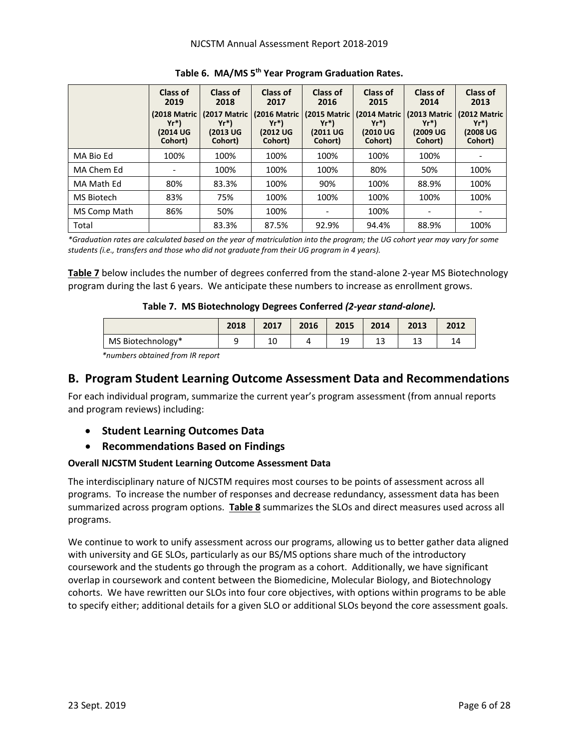**Table 6. MA/MS 5th Year Program Graduation Rates.**

| | Class of 2019 (2018 Matric Yr*) (2014 UG Cohort) | Class of 2018 (2017 Matric Yr*) (2013 UG Cohort) | Class of 2017 (2016 Matric Yr*) (2012 UG Cohort) | Class of 2016 (2015 Matric Yr*) (2011 UG Cohort) | Class of 2015 (2014 Matric Yr*) (2010 UG Cohort) | Class of 2014 (2013 Matric Yr*) (2009 UG Cohort) | Class of 2013 (2012 Matric Yr*) (2008 UG Cohort) |
|---|---|---|---|---|---|---|---|
| MA Bio Ed | 100% | 100% | 100% | 100% | 100% | 100% | - |
| MA Chem Ed | - | 100% | 100% | 100% | 80% | 50% | 100% |
| MA Math Ed | 80% | 83.3% | 100% | 90% | 100% | 88.9% | 100% |
| MS Biotech | 83% | 75% | 100% | 100% | 100% | 100% | 100% |
| MS Comp Math | 86% | 50% | 100% | - | 100% | - | - |
| Total | | 83.3% | 87.5% | 92.9% | 94.4% | 88.9% | 100% |

*\*Graduation rates are calculated based on the year of matriculation into the program; the UG cohort year may vary for some students (i.e., transfers and those who did not graduate from their UG program in 4 years).*

**Table 7** below includes the number of degrees conferred from the stand-alone 2-year MS Biotechnology program during the last 6 years. We anticipate these numbers to increase as enrollment grows.

**Table 7. MS Biotechnology Degrees Conferred *(2-year stand-alone).***

| | 2018 | 2017 | 2016 | 2015 | 2014 | 2013 | 2012 |
|---|---|---|---|---|---|---|---|
| MS Biotechnology* | 9 | 10 | 4 | 19 | 13 | 13 | 14 |

*\*numbers obtained from IR report*

## B. Program Student Learning Outcome Assessment Data and Recommendations

For each individual program, summarize the current year's program assessment (from annual reports and program reviews) including:

- **Student Learning Outcomes Data**
- **Recommendations Based on Findings**

**Overall NJCSTM Student Learning Outcome Assessment Data**

The interdisciplinary nature of NJCSTM requires most courses to be points of assessment across all programs. To increase the number of responses and decrease redundancy, assessment data has been summarized across program options. **Table 8** summarizes the SLOs and direct measures used across all programs.

We continue to work to unify assessment across our programs, allowing us to better gather data aligned with university and GE SLOs, particularly as our BS/MS options share much of the introductory coursework and the students go through the program as a cohort. Additionally, we have significant overlap in coursework and content between the Biomedicine, Molecular Biology, and Biotechnology cohorts. We have rewritten our SLOs into four core objectives, with options within programs to be able to specify either; additional details for a given SLO or additional SLOs beyond the core assessment goals.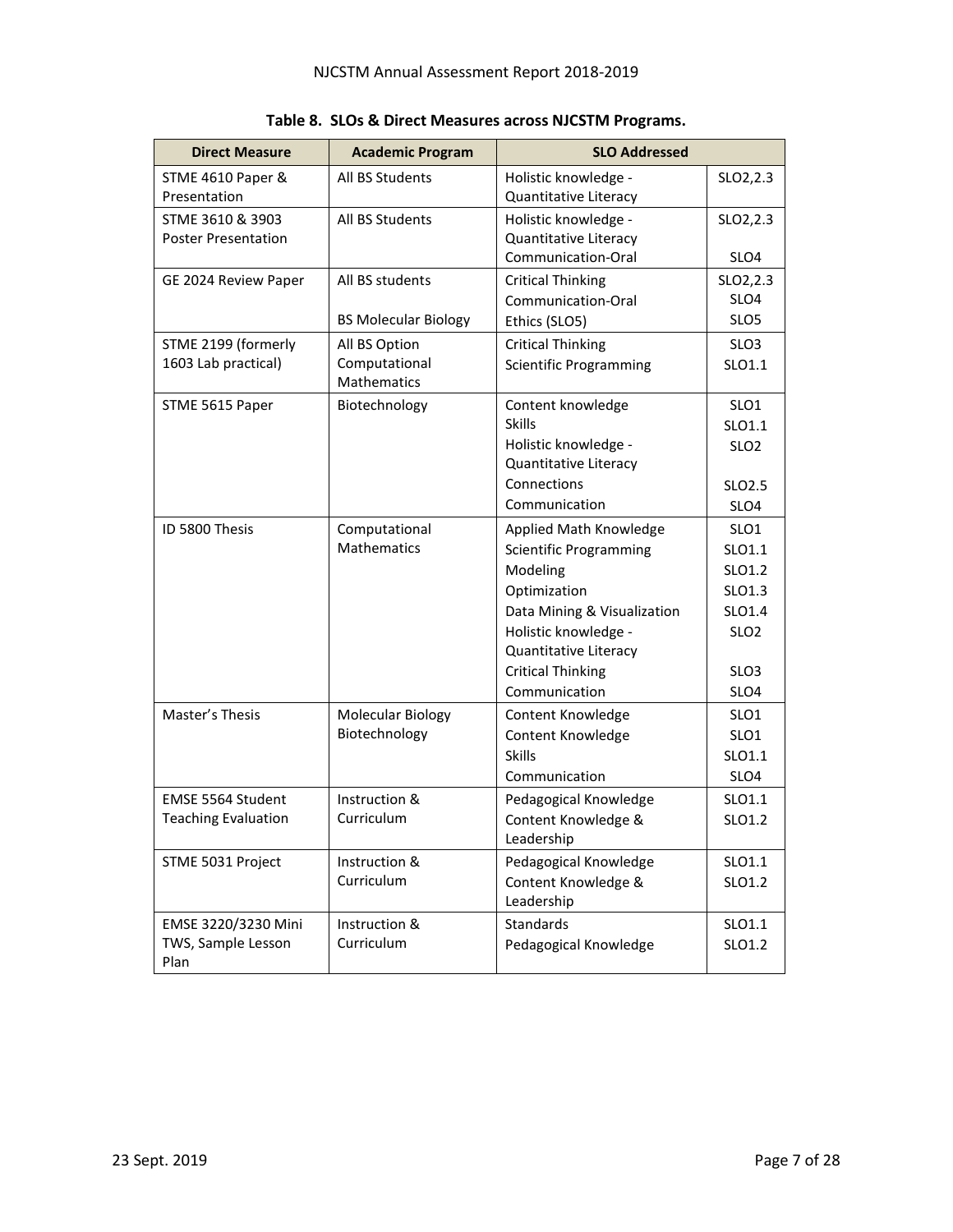**Table 8. SLOs & Direct Measures across NJCSTM Programs.**

| Direct Measure | Academic Program | SLO Addressed | |
|---|---|---|---|
| STME 4610 Paper & Presentation | All BS Students | Holistic knowledge - Quantitative Literacy | SLO2,2.3 |
| STME 3610 & 3903 Poster Presentation | All BS Students | Holistic knowledge - Quantitative Literacy<br>Communication-Oral | SLO2,2.3<br>SLO4 |
| GE 2024 Review Paper | All BS students<br>BS Molecular Biology | Critical Thinking<br>Communication-Oral<br>Ethics (SLO5) | SLO2,2.3<br>SLO4<br>SLO5 |
| STME 2199 (formerly 1603 Lab practical) | All BS Option Computational Mathematics | Critical Thinking<br>Scientific Programming | SLO3<br>SLO1.1 |
| STME 5615 Paper | Biotechnology | Content knowledge<br>Skills<br>Holistic knowledge - Quantitative Literacy<br>Connections<br>Communication | SLO1<br>SLO1.1<br>SLO2<br>SLO2.5<br>SLO4 |
| ID 5800 Thesis | Computational Mathematics | Applied Math Knowledge<br>Scientific Programming<br>Modeling<br>Optimization<br>Data Mining & Visualization<br>Holistic knowledge - Quantitative Literacy<br>Critical Thinking<br>Communication | SLO1<br>SLO1.1<br>SLO1.2<br>SLO1.3<br>SLO1.4<br>SLO2<br>SLO3<br>SLO4 |
| Master's Thesis | Molecular Biology<br>Biotechnology | Content Knowledge<br>Content Knowledge<br>Skills<br>Communication | SLO1<br>SLO1<br>SLO1.1<br>SLO4 |
| EMSE 5564 Student Teaching Evaluation | Instruction & Curriculum | Pedagogical Knowledge<br>Content Knowledge & Leadership | SLO1.1<br>SLO1.2 |
| STME 5031 Project | Instruction & Curriculum | Pedagogical Knowledge<br>Content Knowledge & Leadership | SLO1.1<br>SLO1.2 |
| EMSE 3220/3230 Mini TWS, Sample Lesson Plan | Instruction & Curriculum | Standards<br>Pedagogical Knowledge | SLO1.1<br>SLO1.2 |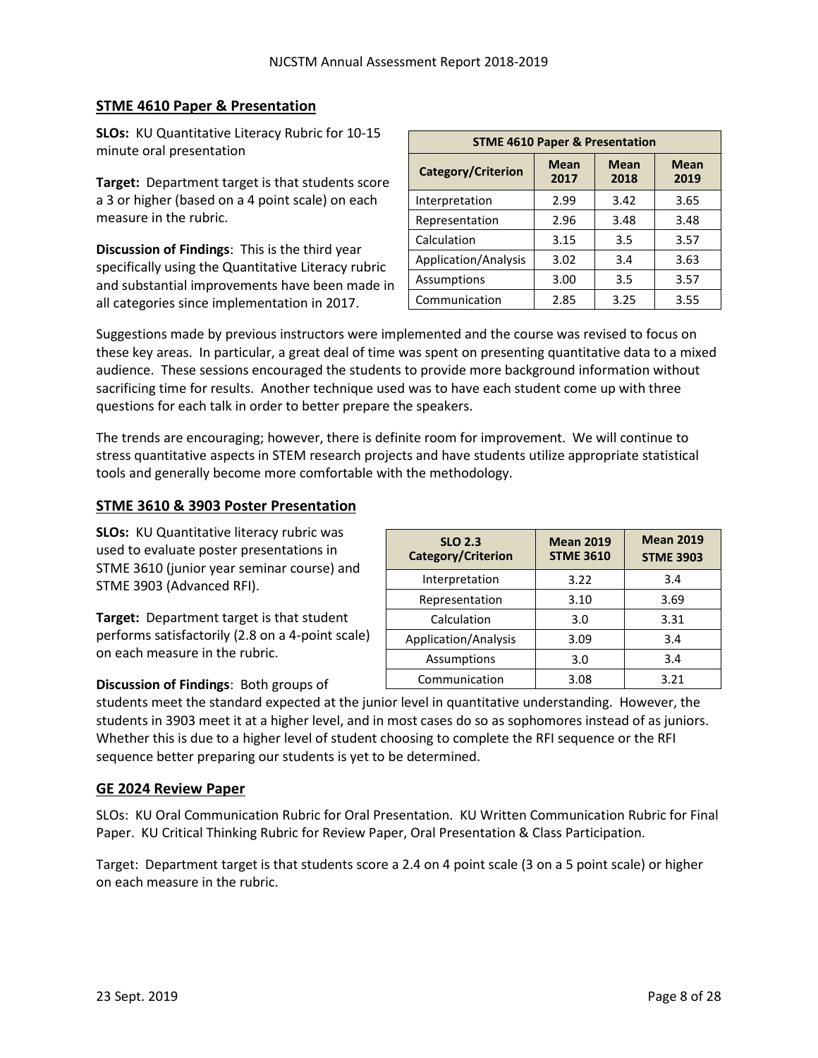## STME 4610 Paper & Presentation

**SLOs:** KU Quantitative Literacy Rubric for 10-15 minute oral presentation

**Target:** Department target is that students score a 3 or higher (based on a 4 point scale) on each measure in the rubric.

**Discussion of Findings**: This is the third year specifically using the Quantitative Literacy rubric and substantial improvements have been made in all categories since implementation in 2017.

| STME 4610 Paper & Presentation | | | |
|---|---|---|---|
| **Category/Criterion** | **Mean 2017** | **Mean 2018** | **Mean 2019** |
| Interpretation | 2.99 | 3.42 | 3.65 |
| Representation | 2.96 | 3.48 | 3.48 |
| Calculation | 3.15 | 3.5 | 3.57 |
| Application/Analysis | 3.02 | 3.4 | 3.63 |
| Assumptions | 3.00 | 3.5 | 3.57 |
| Communication | 2.85 | 3.25 | 3.55 |

Suggestions made by previous instructors were implemented and the course was revised to focus on these key areas. In particular, a great deal of time was spent on presenting quantitative data to a mixed audience. These sessions encouraged the students to provide more background information without sacrificing time for results. Another technique used was to have each student come up with three questions for each talk in order to better prepare the speakers.

The trends are encouraging; however, there is definite room for improvement. We will continue to stress quantitative aspects in STEM research projects and have students utilize appropriate statistical tools and generally become more comfortable with the methodology.

## STME 3610 & 3903 Poster Presentation

**SLOs:** KU Quantitative literacy rubric was used to evaluate poster presentations in STME 3610 (junior year seminar course) and STME 3903 (Advanced RFI).

**Target:** Department target is that student performs satisfactorily (2.8 on a 4-point scale) on each measure in the rubric.

| SLO 2.3 Category/Criterion | Mean 2019 STME 3610 | Mean 2019 STME 3903 |
|---|---|---|
| Interpretation | 3.22 | 3.4 |
| Representation | 3.10 | 3.69 |
| Calculation | 3.0 | 3.31 |
| Application/Analysis | 3.09 | 3.4 |
| Assumptions | 3.0 | 3.4 |
| Communication | 3.08 | 3.21 |

**Discussion of Findings**: Both groups of students meet the standard expected at the junior level in quantitative understanding. However, the students in 3903 meet it at a higher level, and in most cases do so as sophomores instead of as juniors. Whether this is due to a higher level of student choosing to complete the RFI sequence or the RFI sequence better preparing our students is yet to be determined.

## GE 2024 Review Paper

SLOs: KU Oral Communication Rubric for Oral Presentation. KU Written Communication Rubric for Final Paper. KU Critical Thinking Rubric for Review Paper, Oral Presentation & Class Participation.

Target: Department target is that students score a 2.4 on 4 point scale (3 on a 5 point scale) or higher on each measure in the rubric.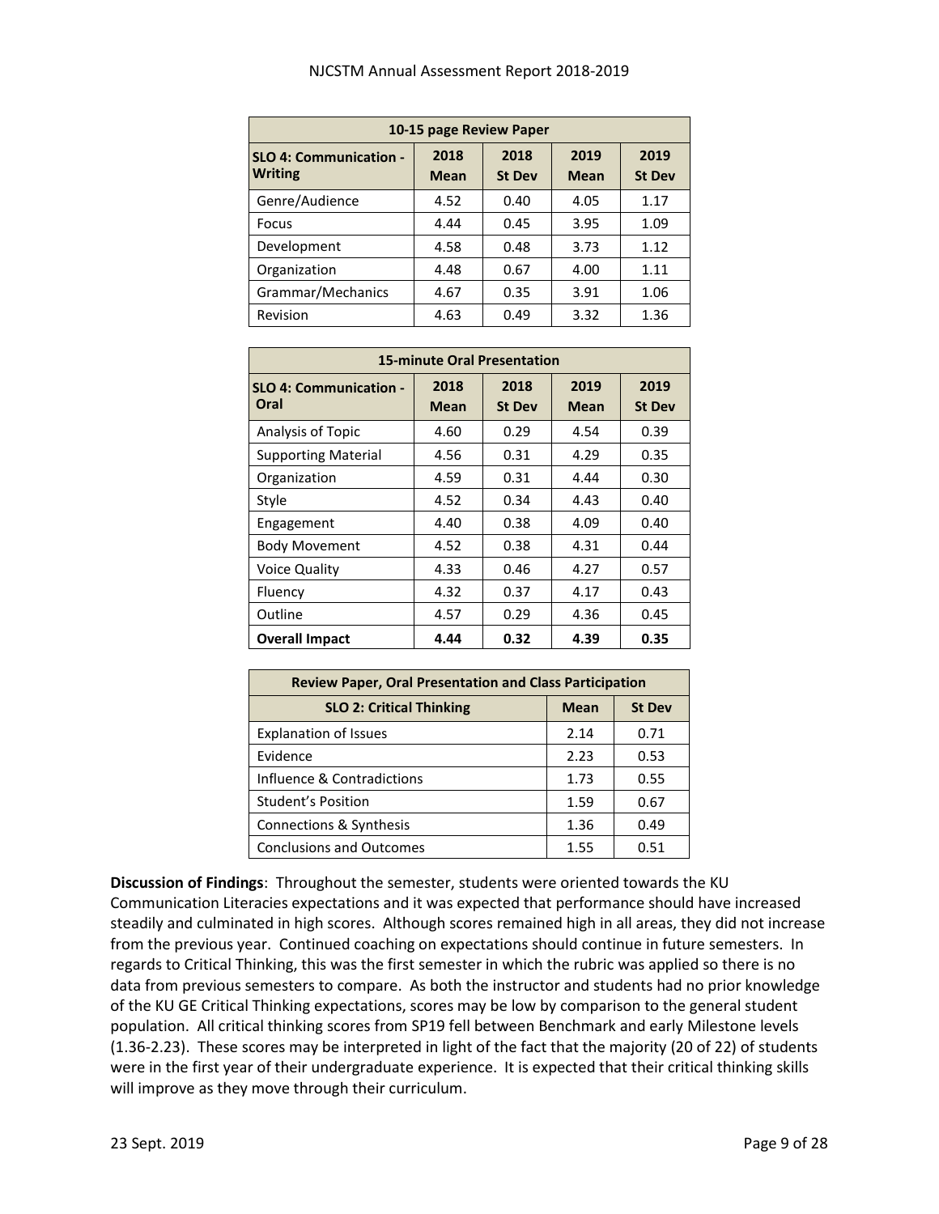| 10-15 page Review Paper | | | | |
|---|---|---|---|---|
| **SLO 4: Communication - Writing** | **2018 Mean** | **2018 St Dev** | **2019 Mean** | **2019 St Dev** |
| Genre/Audience | 4.52 | 0.40 | 4.05 | 1.17 |
| Focus | 4.44 | 0.45 | 3.95 | 1.09 |
| Development | 4.58 | 0.48 | 3.73 | 1.12 |
| Organization | 4.48 | 0.67 | 4.00 | 1.11 |
| Grammar/Mechanics | 4.67 | 0.35 | 3.91 | 1.06 |
| Revision | 4.63 | 0.49 | 3.32 | 1.36 |

| 15-minute Oral Presentation | | | | |
|---|---|---|---|---|
| **SLO 4: Communication - Oral** | **2018 Mean** | **2018 St Dev** | **2019 Mean** | **2019 St Dev** |
| Analysis of Topic | 4.60 | 0.29 | 4.54 | 0.39 |
| Supporting Material | 4.56 | 0.31 | 4.29 | 0.35 |
| Organization | 4.59 | 0.31 | 4.44 | 0.30 |
| Style | 4.52 | 0.34 | 4.43 | 0.40 |
| Engagement | 4.40 | 0.38 | 4.09 | 0.40 |
| Body Movement | 4.52 | 0.38 | 4.31 | 0.44 |
| Voice Quality | 4.33 | 0.46 | 4.27 | 0.57 |
| Fluency | 4.32 | 0.37 | 4.17 | 0.43 |
| Outline | 4.57 | 0.29 | 4.36 | 0.45 |
| **Overall Impact** | **4.44** | **0.32** | **4.39** | **0.35** |

| Review Paper, Oral Presentation and Class Participation | | |
|---|---|---|
| **SLO 2: Critical Thinking** | **Mean** | **St Dev** |
| Explanation of Issues | 2.14 | 0.71 |
| Evidence | 2.23 | 0.53 |
| Influence & Contradictions | 1.73 | 0.55 |
| Student's Position | 1.59 | 0.67 |
| Connections & Synthesis | 1.36 | 0.49 |
| Conclusions and Outcomes | 1.55 | 0.51 |

**Discussion of Findings**: Throughout the semester, students were oriented towards the KU Communication Literacies expectations and it was expected that performance should have increased steadily and culminated in high scores. Although scores remained high in all areas, they did not increase from the previous year. Continued coaching on expectations should continue in future semesters. In regards to Critical Thinking, this was the first semester in which the rubric was applied so there is no data from previous semesters to compare. As both the instructor and students had no prior knowledge of the KU GE Critical Thinking expectations, scores may be low by comparison to the general student population. All critical thinking scores from SP19 fell between Benchmark and early Milestone levels (1.36-2.23). These scores may be interpreted in light of the fact that the majority (20 of 22) of students were in the first year of their undergraduate experience. It is expected that their critical thinking skills will improve as they move through their curriculum.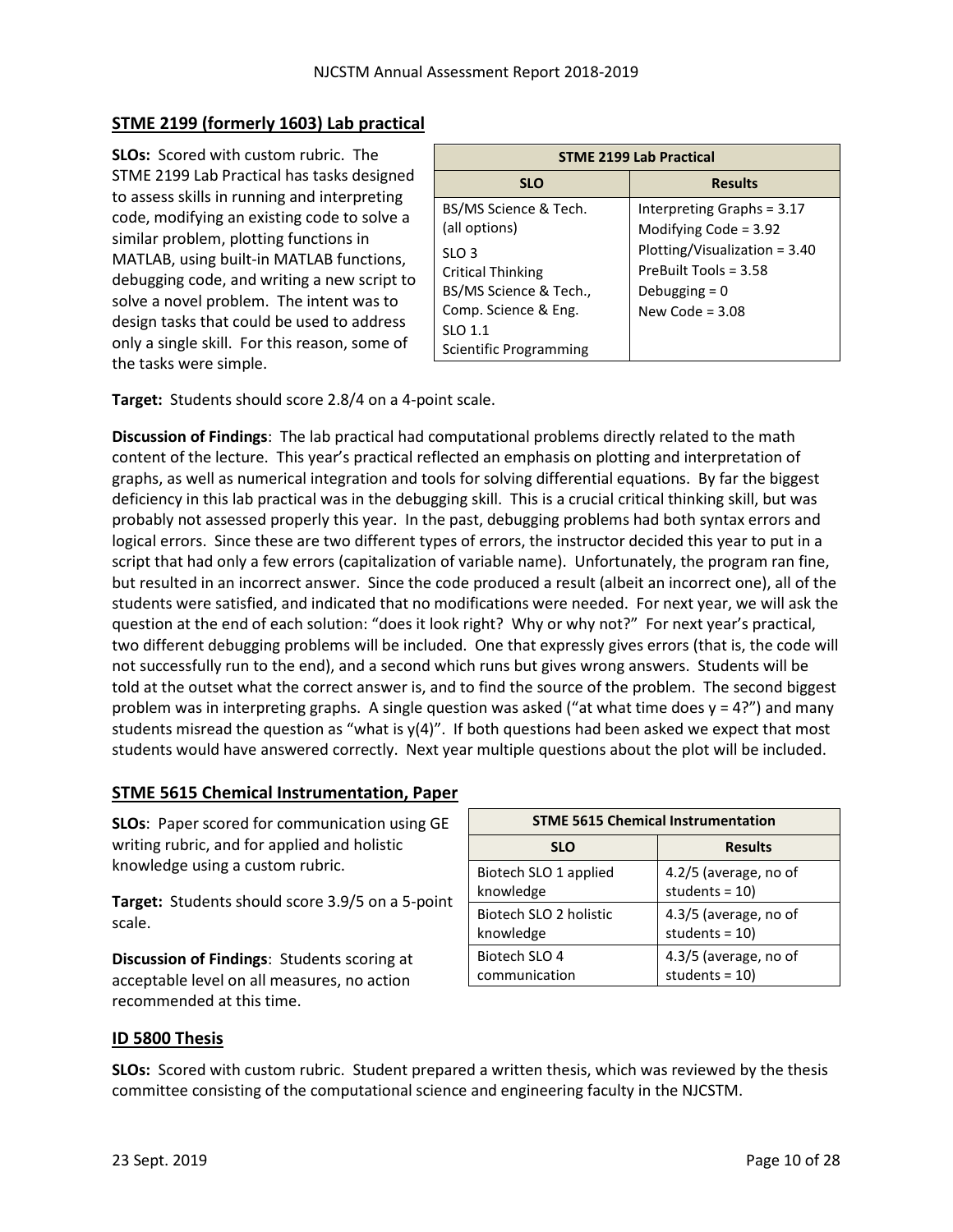## STME 2199 (formerly 1603) Lab practical

**SLOs:** Scored with custom rubric. The STME 2199 Lab Practical has tasks designed to assess skills in running and interpreting code, modifying an existing code to solve a similar problem, plotting functions in MATLAB, using built-in MATLAB functions, debugging code, and writing a new script to solve a novel problem. The intent was to design tasks that could be used to address only a single skill. For this reason, some of the tasks were simple.

| STME 2199 Lab Practical | |
|---|---|
| **SLO** | **Results** |
| BS/MS Science & Tech. (all options)<br>SLO 3<br>Critical Thinking<br>BS/MS Science & Tech., Comp. Science & Eng.<br>SLO 1.1<br>Scientific Programming | Interpreting Graphs = 3.17<br>Modifying Code = 3.92<br>Plotting/Visualization = 3.40<br>PreBuilt Tools = 3.58<br>Debugging = 0<br>New Code = 3.08 |

**Target:** Students should score 2.8/4 on a 4-point scale.

**Discussion of Findings**: The lab practical had computational problems directly related to the math content of the lecture. This year's practical reflected an emphasis on plotting and interpretation of graphs, as well as numerical integration and tools for solving differential equations. By far the biggest deficiency in this lab practical was in the debugging skill. This is a crucial critical thinking skill, but was probably not assessed properly this year. In the past, debugging problems had both syntax errors and logical errors. Since these are two different types of errors, the instructor decided this year to put in a script that had only a few errors (capitalization of variable name). Unfortunately, the program ran fine, but resulted in an incorrect answer. Since the code produced a result (albeit an incorrect one), all of the students were satisfied, and indicated that no modifications were needed. For next year, we will ask the question at the end of each solution: "does it look right? Why or why not?" For next year's practical, two different debugging problems will be included. One that expressly gives errors (that is, the code will not successfully run to the end), and a second which runs but gives wrong answers. Students will be told at the outset what the correct answer is, and to find the source of the problem. The second biggest problem was in interpreting graphs. A single question was asked ("at what time does y = 4?") and many students misread the question as "what is y(4)". If both questions had been asked we expect that most students would have answered correctly. Next year multiple questions about the plot will be included.

## STME 5615 Chemical Instrumentation, Paper

**SLOs**: Paper scored for communication using GE writing rubric, and for applied and holistic knowledge using a custom rubric.

**Target:** Students should score 3.9/5 on a 5-point scale.

**Discussion of Findings**: Students scoring at acceptable level on all measures, no action recommended at this time.

| STME 5615 Chemical Instrumentation | |
|---|---|
| **SLO** | **Results** |
| Biotech SLO 1 applied knowledge | 4.2/5 (average, no of students = 10) |
| Biotech SLO 2 holistic knowledge | 4.3/5 (average, no of students = 10) |
| Biotech SLO 4 communication | 4.3/5 (average, no of students = 10) |

## ID 5800 Thesis

**SLOs:** Scored with custom rubric. Student prepared a written thesis, which was reviewed by the thesis committee consisting of the computational science and engineering faculty in the NJCSTM.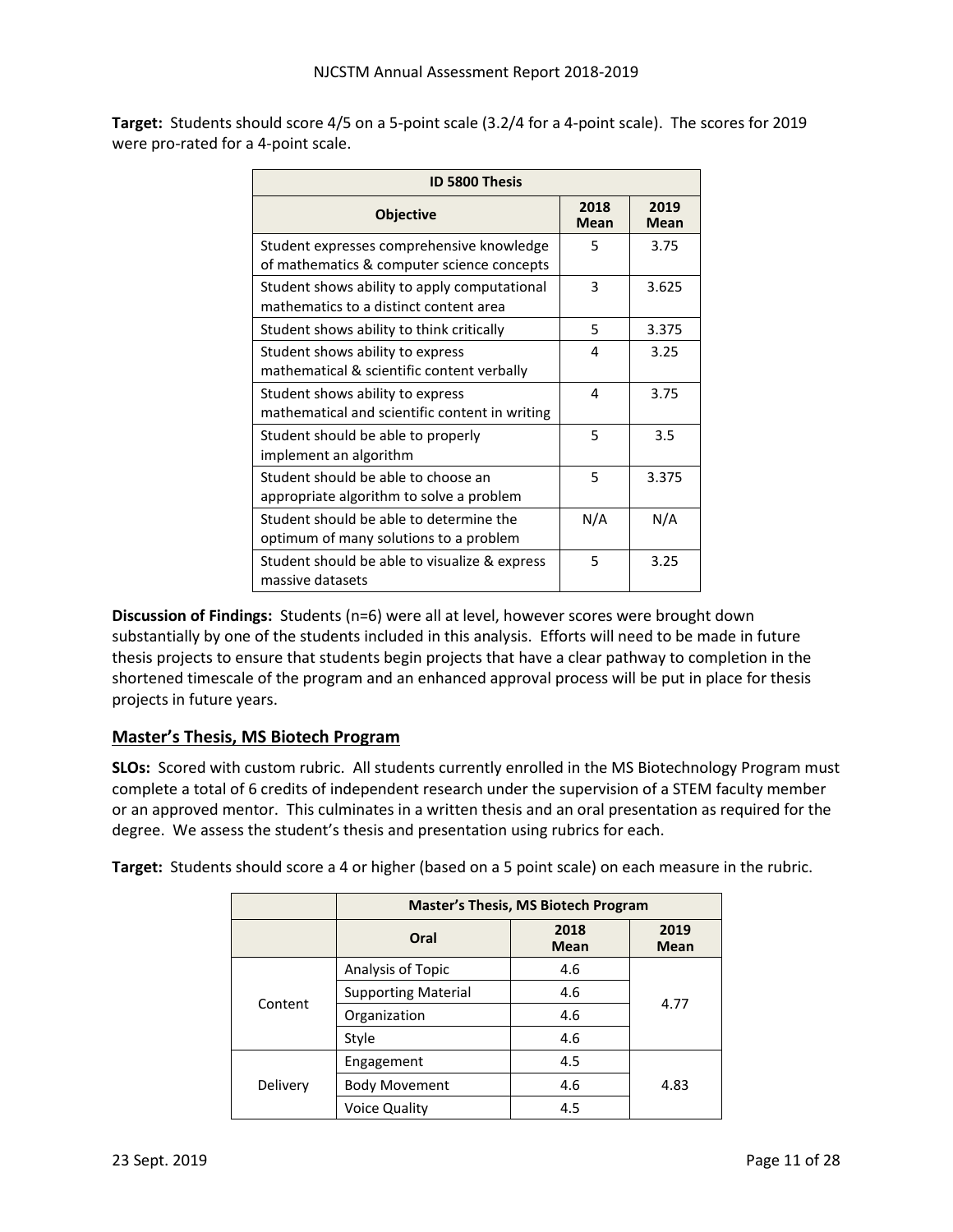**Target:** Students should score 4/5 on a 5-point scale (3.2/4 for a 4-point scale). The scores for 2019 were pro-rated for a 4-point scale.

| ID 5800 Thesis | | |
|---|---|---|
| **Objective** | **2018 Mean** | **2019 Mean** |
| Student expresses comprehensive knowledge of mathematics & computer science concepts | 5 | 3.75 |
| Student shows ability to apply computational mathematics to a distinct content area | 3 | 3.625 |
| Student shows ability to think critically | 5 | 3.375 |
| Student shows ability to express mathematical & scientific content verbally | 4 | 3.25 |
| Student shows ability to express mathematical and scientific content in writing | 4 | 3.75 |
| Student should be able to properly implement an algorithm | 5 | 3.5 |
| Student should be able to choose an appropriate algorithm to solve a problem | 5 | 3.375 |
| Student should be able to determine the optimum of many solutions to a problem | N/A | N/A |
| Student should be able to visualize & express massive datasets | 5 | 3.25 |

**Discussion of Findings:** Students (n=6) were all at level, however scores were brought down substantially by one of the students included in this analysis. Efforts will need to be made in future thesis projects to ensure that students begin projects that have a clear pathway to completion in the shortened timescale of the program and an enhanced approval process will be put in place for thesis projects in future years.

## Master's Thesis, MS Biotech Program

**SLOs:** Scored with custom rubric. All students currently enrolled in the MS Biotechnology Program must complete a total of 6 credits of independent research under the supervision of a STEM faculty member or an approved mentor. This culminates in a written thesis and an oral presentation as required for the degree. We assess the student's thesis and presentation using rubrics for each.

**Target:** Students should score a 4 or higher (based on a 5 point scale) on each measure in the rubric.

| | Master's Thesis, MS Biotech Program | | |
|---|---|---|---|
| | **Oral** | **2018 Mean** | **2019 Mean** |
| Content | Analysis of Topic | 4.6 | 4.77 |
| | Supporting Material | 4.6 | |
| | Organization | 4.6 | |
| | Style | 4.6 | |
| Delivery | Engagement | 4.5 | 4.83 |
| | Body Movement | 4.6 | |
| | Voice Quality | 4.5 | |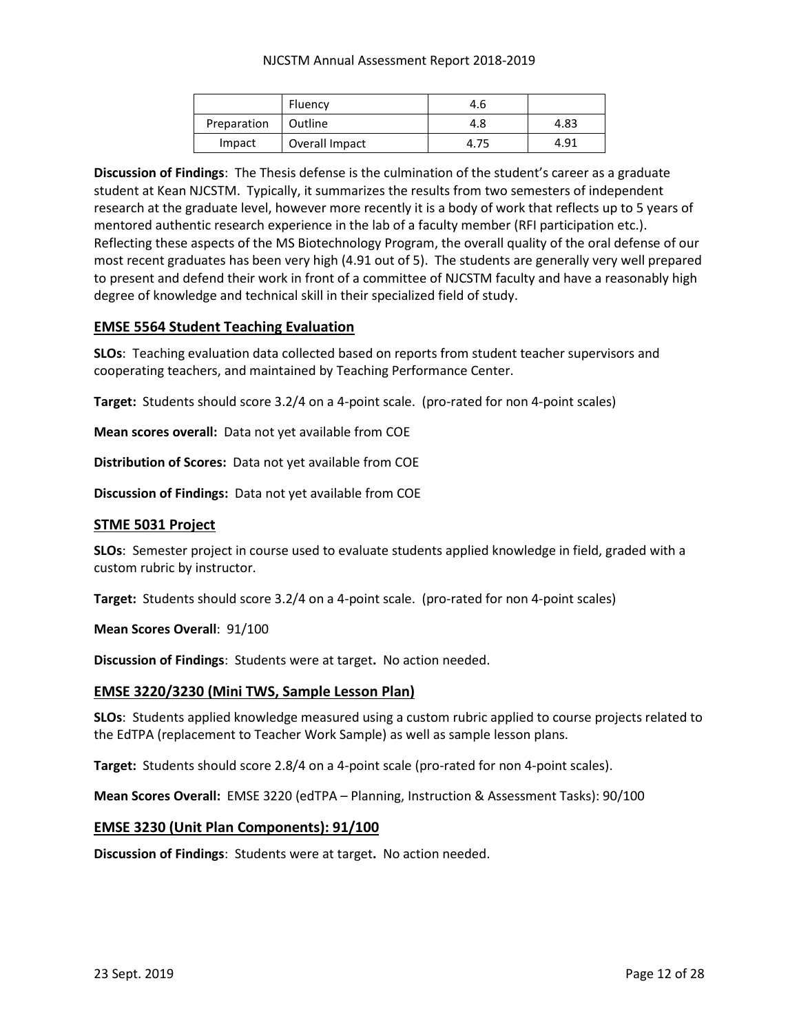| | Fluency | 4.6 | |
|---|---|---|---|
| Preparation | Outline | 4.8 | 4.83 |
| Impact | Overall Impact | 4.75 | 4.91 |

**Discussion of Findings**: The Thesis defense is the culmination of the student's career as a graduate student at Kean NJCSTM. Typically, it summarizes the results from two semesters of independent research at the graduate level, however more recently it is a body of work that reflects up to 5 years of mentored authentic research experience in the lab of a faculty member (RFI participation etc.). Reflecting these aspects of the MS Biotechnology Program, the overall quality of the oral defense of our most recent graduates has been very high (4.91 out of 5). The students are generally very well prepared to present and defend their work in front of a committee of NJCSTM faculty and have a reasonably high degree of knowledge and technical skill in their specialized field of study.

## EMSE 5564 Student Teaching Evaluation

**SLOs**: Teaching evaluation data collected based on reports from student teacher supervisors and cooperating teachers, and maintained by Teaching Performance Center.

**Target:** Students should score 3.2/4 on a 4-point scale. (pro-rated for non 4-point scales)

**Mean scores overall:** Data not yet available from COE

**Distribution of Scores:** Data not yet available from COE

**Discussion of Findings:** Data not yet available from COE

## STME 5031 Project

**SLOs**: Semester project in course used to evaluate students applied knowledge in field, graded with a custom rubric by instructor.

**Target:** Students should score 3.2/4 on a 4-point scale. (pro-rated for non 4-point scales)

**Mean Scores Overall**: 91/100

**Discussion of Findings**: Students were at target**.** No action needed.

## EMSE 3220/3230 (Mini TWS, Sample Lesson Plan)

**SLOs**: Students applied knowledge measured using a custom rubric applied to course projects related to the EdTPA (replacement to Teacher Work Sample) as well as sample lesson plans.

**Target:** Students should score 2.8/4 on a 4-point scale (pro-rated for non 4-point scales).

**Mean Scores Overall:** EMSE 3220 (edTPA – Planning, Instruction & Assessment Tasks): 90/100

## EMSE 3230 (Unit Plan Components): 91/100

**Discussion of Findings**: Students were at target**.** No action needed.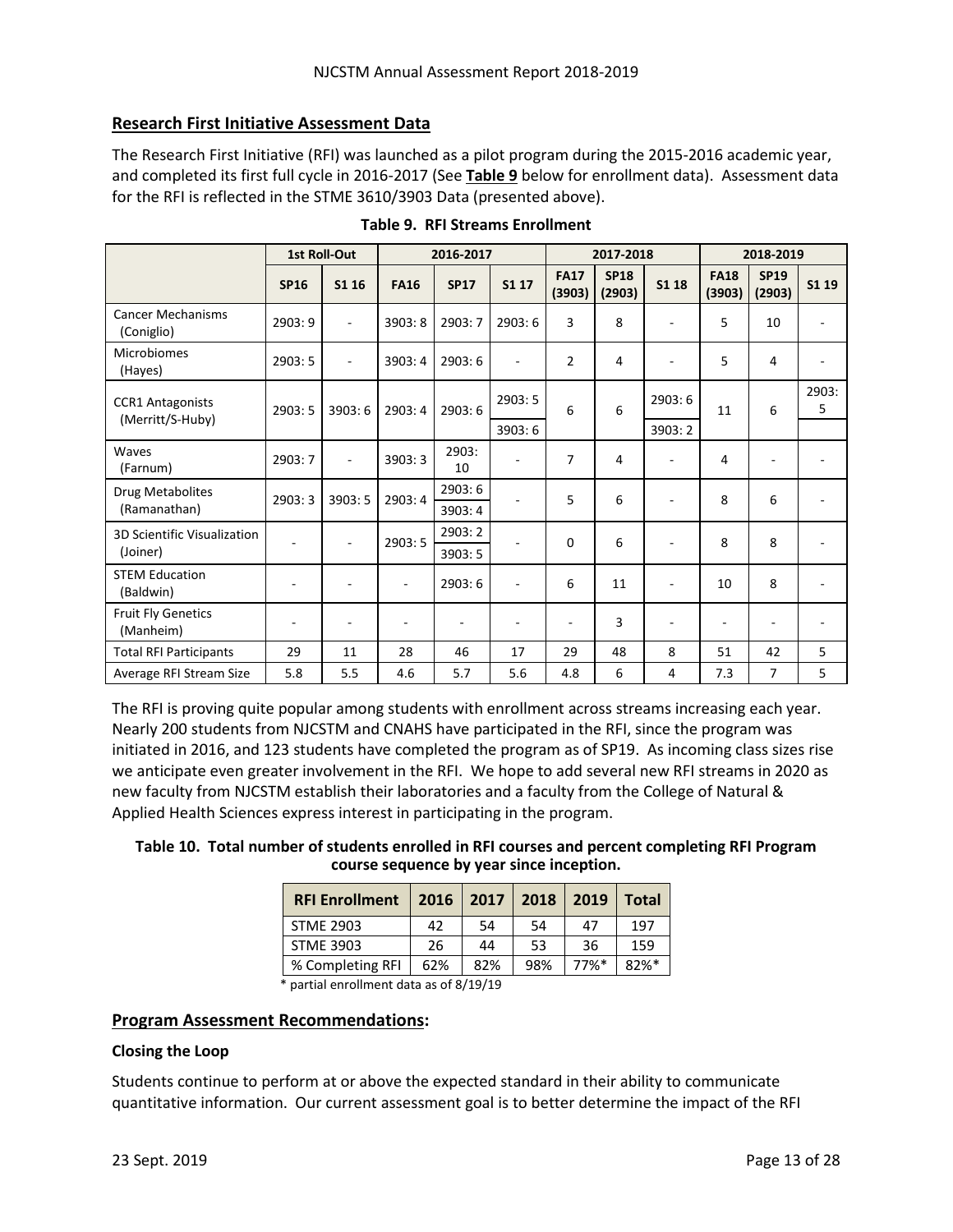## Research First Initiative Assessment Data

The Research First Initiative (RFI) was launched as a pilot program during the 2015-2016 academic year, and completed its first full cycle in 2016-2017 (See **Table 9** below for enrollment data). Assessment data for the RFI is reflected in the STME 3610/3903 Data (presented above).

**Table 9. RFI Streams Enrollment**

| | 1st Roll-Out | | 2016-2017 | | | 2017-2018 | | | 2018-2019 | | |
|---|---|---|---|---|---|---|---|---|---|---|---|
| | SP16 | S1 16 | FA16 | SP17 | S1 17 | FA17 (3903) | SP18 (2903) | S1 18 | FA18 (3903) | SP19 (2903) | S1 19 |
| Cancer Mechanisms (Coniglio) | 2903: 9 | - | 3903: 8 | 2903: 7 | 2903: 6 | 3 | 8 | - | 5 | 10 | - |
| Microbiomes (Hayes) | 2903: 5 | - | 3903: 4 | 2903: 6 | - | 2 | 4 | - | 5 | 4 | - |
| CCR1 Antagonists (Merritt/S-Huby) | 2903: 5 | 3903: 6 | 2903: 4 | 2903: 6 | 2903: 5 / 3903: 6 | 6 | 6 | 2903: 6 / 3903: 2 | 11 | 6 | 2903: 5 |
| Waves (Farnum) | 2903: 7 | - | 3903: 3 | 2903: 10 | - | 7 | 4 | - | 4 | - | - |
| Drug Metabolites (Ramanathan) | 2903: 3 | 3903: 5 | 2903: 4 | 2903: 6 / 3903: 4 | - | 5 | 6 | - | 8 | 6 | - |
| 3D Scientific Visualization (Joiner) | - | - | 2903: 5 | 2903: 2 / 3903: 5 | - | 0 | 6 | - | 8 | 8 | - |
| STEM Education (Baldwin) | - | - | - | 2903: 6 | - | 6 | 11 | - | 10 | 8 | - |
| Fruit Fly Genetics (Manheim) | - | - | - | - | - | - | 3 | - | - | - | - |
| Total RFI Participants | 29 | 11 | 28 | 46 | 17 | 29 | 48 | 8 | 51 | 42 | 5 |
| Average RFI Stream Size | 5.8 | 5.5 | 4.6 | 5.7 | 5.6 | 4.8 | 6 | 4 | 7.3 | 7 | 5 |

The RFI is proving quite popular among students with enrollment across streams increasing each year. Nearly 200 students from NJCSTM and CNAHS have participated in the RFI, since the program was initiated in 2016, and 123 students have completed the program as of SP19. As incoming class sizes rise we anticipate even greater involvement in the RFI. We hope to add several new RFI streams in 2020 as new faculty from NJCSTM establish their laboratories and a faculty from the College of Natural & Applied Health Sciences express interest in participating in the program.

**Table 10. Total number of students enrolled in RFI courses and percent completing RFI Program course sequence by year since inception.**

| RFI Enrollment | 2016 | 2017 | 2018 | 2019 | Total |
|---|---|---|---|---|---|
| STME 2903 | 42 | 54 | 54 | 47 | 197 |
| STME 3903 | 26 | 44 | 53 | 36 | 159 |
| % Completing RFI | 62% | 82% | 98% | 77%* | 82%* |

\* partial enrollment data as of 8/19/19

## Program Assessment Recommendations:

### Closing the Loop

Students continue to perform at or above the expected standard in their ability to communicate quantitative information. Our current assessment goal is to better determine the impact of the RFI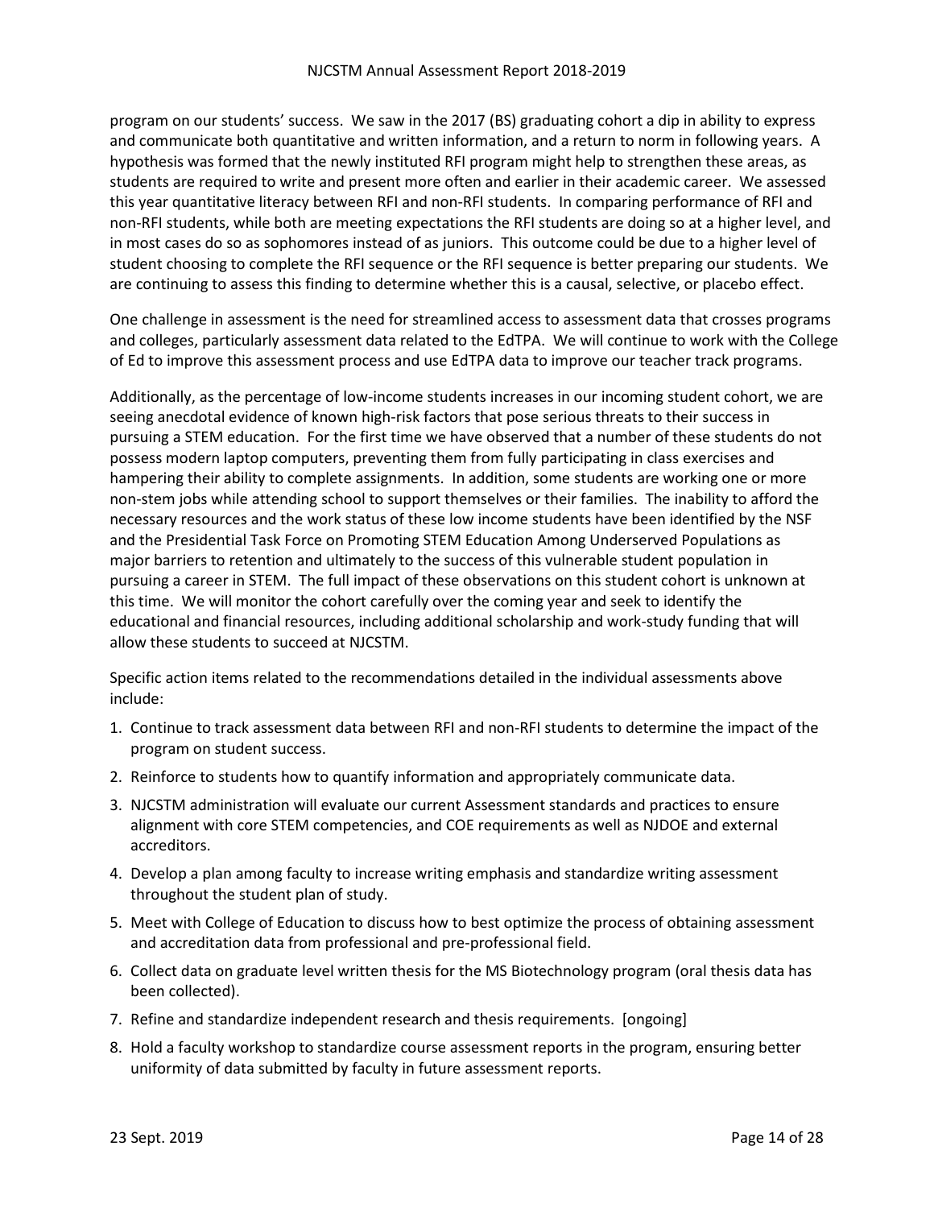program on our students' success. We saw in the 2017 (BS) graduating cohort a dip in ability to express and communicate both quantitative and written information, and a return to norm in following years. A hypothesis was formed that the newly instituted RFI program might help to strengthen these areas, as students are required to write and present more often and earlier in their academic career. We assessed this year quantitative literacy between RFI and non-RFI students. In comparing performance of RFI and non-RFI students, while both are meeting expectations the RFI students are doing so at a higher level, and in most cases do so as sophomores instead of as juniors. This outcome could be due to a higher level of student choosing to complete the RFI sequence or the RFI sequence is better preparing our students. We are continuing to assess this finding to determine whether this is a causal, selective, or placebo effect.

One challenge in assessment is the need for streamlined access to assessment data that crosses programs and colleges, particularly assessment data related to the EdTPA. We will continue to work with the College of Ed to improve this assessment process and use EdTPA data to improve our teacher track programs.

Additionally, as the percentage of low-income students increases in our incoming student cohort, we are seeing anecdotal evidence of known high-risk factors that pose serious threats to their success in pursuing a STEM education. For the first time we have observed that a number of these students do not possess modern laptop computers, preventing them from fully participating in class exercises and hampering their ability to complete assignments. In addition, some students are working one or more non-stem jobs while attending school to support themselves or their families. The inability to afford the necessary resources and the work status of these low income students have been identified by the NSF and the Presidential Task Force on Promoting STEM Education Among Underserved Populations as major barriers to retention and ultimately to the success of this vulnerable student population in pursuing a career in STEM. The full impact of these observations on this student cohort is unknown at this time. We will monitor the cohort carefully over the coming year and seek to identify the educational and financial resources, including additional scholarship and work-study funding that will allow these students to succeed at NJCSTM.

Specific action items related to the recommendations detailed in the individual assessments above include:

1. Continue to track assessment data between RFI and non-RFI students to determine the impact of the program on student success.
2. Reinforce to students how to quantify information and appropriately communicate data.
3. NJCSTM administration will evaluate our current Assessment standards and practices to ensure alignment with core STEM competencies, and COE requirements as well as NJDOE and external accreditors.
4. Develop a plan among faculty to increase writing emphasis and standardize writing assessment throughout the student plan of study.
5. Meet with College of Education to discuss how to best optimize the process of obtaining assessment and accreditation data from professional and pre-professional field.
6. Collect data on graduate level written thesis for the MS Biotechnology program (oral thesis data has been collected).
7. Refine and standardize independent research and thesis requirements. [ongoing]
8. Hold a faculty workshop to standardize course assessment reports in the program, ensuring better uniformity of data submitted by faculty in future assessment reports.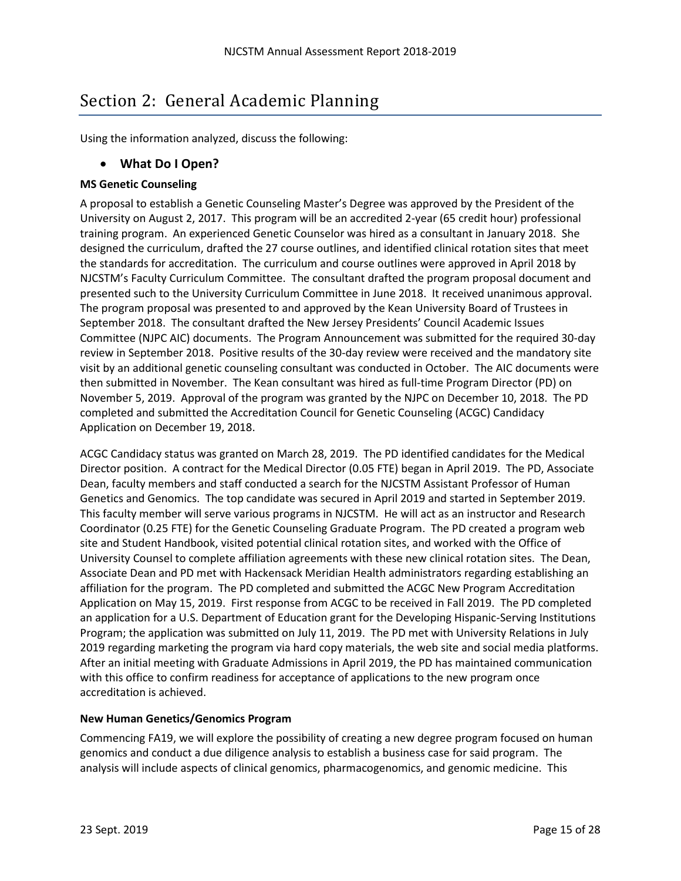# Section 2: General Academic Planning

Using the information analyzed, discuss the following:

- **What Do I Open?**

**MS Genetic Counseling**

A proposal to establish a Genetic Counseling Master's Degree was approved by the President of the University on August 2, 2017. This program will be an accredited 2-year (65 credit hour) professional training program. An experienced Genetic Counselor was hired as a consultant in January 2018. She designed the curriculum, drafted the 27 course outlines, and identified clinical rotation sites that meet the standards for accreditation. The curriculum and course outlines were approved in April 2018 by NJCSTM's Faculty Curriculum Committee. The consultant drafted the program proposal document and presented such to the University Curriculum Committee in June 2018. It received unanimous approval. The program proposal was presented to and approved by the Kean University Board of Trustees in September 2018. The consultant drafted the New Jersey Presidents' Council Academic Issues Committee (NJPC AIC) documents. The Program Announcement was submitted for the required 30-day review in September 2018. Positive results of the 30-day review were received and the mandatory site visit by an additional genetic counseling consultant was conducted in October. The AIC documents were then submitted in November. The Kean consultant was hired as full-time Program Director (PD) on November 5, 2019. Approval of the program was granted by the NJPC on December 10, 2018. The PD completed and submitted the Accreditation Council for Genetic Counseling (ACGC) Candidacy Application on December 19, 2018.

ACGC Candidacy status was granted on March 28, 2019. The PD identified candidates for the Medical Director position. A contract for the Medical Director (0.05 FTE) began in April 2019. The PD, Associate Dean, faculty members and staff conducted a search for the NJCSTM Assistant Professor of Human Genetics and Genomics. The top candidate was secured in April 2019 and started in September 2019. This faculty member will serve various programs in NJCSTM. He will act as an instructor and Research Coordinator (0.25 FTE) for the Genetic Counseling Graduate Program. The PD created a program web site and Student Handbook, visited potential clinical rotation sites, and worked with the Office of University Counsel to complete affiliation agreements with these new clinical rotation sites. The Dean, Associate Dean and PD met with Hackensack Meridian Health administrators regarding establishing an affiliation for the program. The PD completed and submitted the ACGC New Program Accreditation Application on May 15, 2019. First response from ACGC to be received in Fall 2019. The PD completed an application for a U.S. Department of Education grant for the Developing Hispanic-Serving Institutions Program; the application was submitted on July 11, 2019. The PD met with University Relations in July 2019 regarding marketing the program via hard copy materials, the web site and social media platforms. After an initial meeting with Graduate Admissions in April 2019, the PD has maintained communication with this office to confirm readiness for acceptance of applications to the new program once accreditation is achieved.

**New Human Genetics/Genomics Program**

Commencing FA19, we will explore the possibility of creating a new degree program focused on human genomics and conduct a due diligence analysis to establish a business case for said program. The analysis will include aspects of clinical genomics, pharmacogenomics, and genomic medicine. This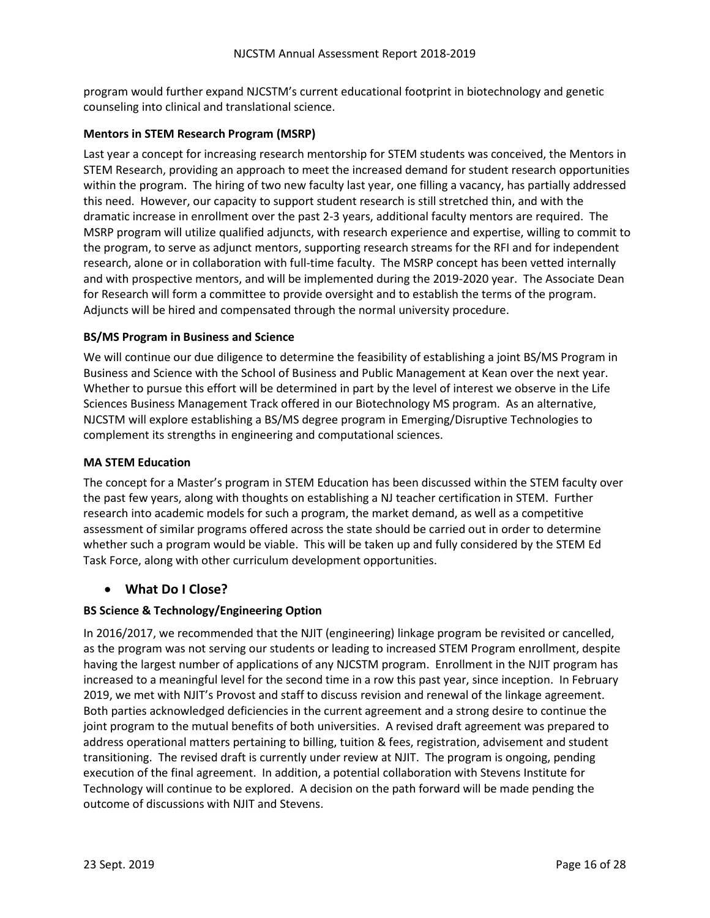program would further expand NJCSTM's current educational footprint in biotechnology and genetic counseling into clinical and translational science.

**Mentors in STEM Research Program (MSRP)**

Last year a concept for increasing research mentorship for STEM students was conceived, the Mentors in STEM Research, providing an approach to meet the increased demand for student research opportunities within the program. The hiring of two new faculty last year, one filling a vacancy, has partially addressed this need. However, our capacity to support student research is still stretched thin, and with the dramatic increase in enrollment over the past 2-3 years, additional faculty mentors are required. The MSRP program will utilize qualified adjuncts, with research experience and expertise, willing to commit to the program, to serve as adjunct mentors, supporting research streams for the RFI and for independent research, alone or in collaboration with full-time faculty. The MSRP concept has been vetted internally and with prospective mentors, and will be implemented during the 2019-2020 year. The Associate Dean for Research will form a committee to provide oversight and to establish the terms of the program. Adjuncts will be hired and compensated through the normal university procedure.

**BS/MS Program in Business and Science**

We will continue our due diligence to determine the feasibility of establishing a joint BS/MS Program in Business and Science with the School of Business and Public Management at Kean over the next year. Whether to pursue this effort will be determined in part by the level of interest we observe in the Life Sciences Business Management Track offered in our Biotechnology MS program. As an alternative, NJCSTM will explore establishing a BS/MS degree program in Emerging/Disruptive Technologies to complement its strengths in engineering and computational sciences.

**MA STEM Education**

The concept for a Master's program in STEM Education has been discussed within the STEM faculty over the past few years, along with thoughts on establishing a NJ teacher certification in STEM. Further research into academic models for such a program, the market demand, as well as a competitive assessment of similar programs offered across the state should be carried out in order to determine whether such a program would be viable. This will be taken up and fully considered by the STEM Ed Task Force, along with other curriculum development opportunities.

- **What Do I Close?**

**BS Science & Technology/Engineering Option**

In 2016/2017, we recommended that the NJIT (engineering) linkage program be revisited or cancelled, as the program was not serving our students or leading to increased STEM Program enrollment, despite having the largest number of applications of any NJCSTM program. Enrollment in the NJIT program has increased to a meaningful level for the second time in a row this past year, since inception. In February 2019, we met with NJIT's Provost and staff to discuss revision and renewal of the linkage agreement. Both parties acknowledged deficiencies in the current agreement and a strong desire to continue the joint program to the mutual benefits of both universities. A revised draft agreement was prepared to address operational matters pertaining to billing, tuition & fees, registration, advisement and student transitioning. The revised draft is currently under review at NJIT. The program is ongoing, pending execution of the final agreement. In addition, a potential collaboration with Stevens Institute for Technology will continue to be explored. A decision on the path forward will be made pending the outcome of discussions with NJIT and Stevens.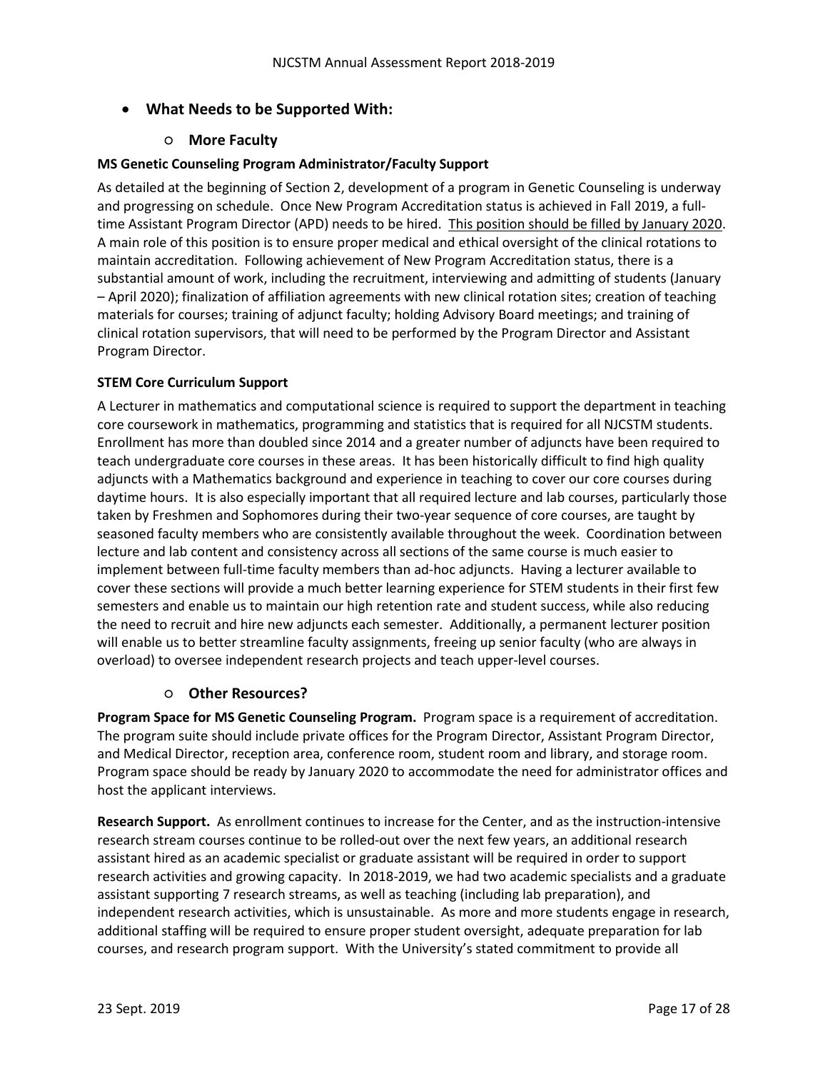- **What Needs to be Supported With:**
  - **More Faculty**

**MS Genetic Counseling Program Administrator/Faculty Support**

As detailed at the beginning of Section 2, development of a program in Genetic Counseling is underway and progressing on schedule. Once New Program Accreditation status is achieved in Fall 2019, a full-time Assistant Program Director (APD) needs to be hired. <u>This position should be filled by January 2020</u>. A main role of this position is to ensure proper medical and ethical oversight of the clinical rotations to maintain accreditation. Following achievement of New Program Accreditation status, there is a substantial amount of work, including the recruitment, interviewing and admitting of students (January – April 2020); finalization of affiliation agreements with new clinical rotation sites; creation of teaching materials for courses; training of adjunct faculty; holding Advisory Board meetings; and training of clinical rotation supervisors, that will need to be performed by the Program Director and Assistant Program Director.

**STEM Core Curriculum Support**

A Lecturer in mathematics and computational science is required to support the department in teaching core coursework in mathematics, programming and statistics that is required for all NJCSTM students. Enrollment has more than doubled since 2014 and a greater number of adjuncts have been required to teach undergraduate core courses in these areas. It has been historically difficult to find high quality adjuncts with a Mathematics background and experience in teaching to cover our core courses during daytime hours. It is also especially important that all required lecture and lab courses, particularly those taken by Freshmen and Sophomores during their two-year sequence of core courses, are taught by seasoned faculty members who are consistently available throughout the week. Coordination between lecture and lab content and consistency across all sections of the same course is much easier to implement between full-time faculty members than ad-hoc adjuncts. Having a lecturer available to cover these sections will provide a much better learning experience for STEM students in their first few semesters and enable us to maintain our high retention rate and student success, while also reducing the need to recruit and hire new adjuncts each semester. Additionally, a permanent lecturer position will enable us to better streamline faculty assignments, freeing up senior faculty (who are always in overload) to oversee independent research projects and teach upper-level courses.

  - **Other Resources?**

**Program Space for MS Genetic Counseling Program.** Program space is a requirement of accreditation. The program suite should include private offices for the Program Director, Assistant Program Director, and Medical Director, reception area, conference room, student room and library, and storage room. Program space should be ready by January 2020 to accommodate the need for administrator offices and host the applicant interviews.

**Research Support.** As enrollment continues to increase for the Center, and as the instruction-intensive research stream courses continue to be rolled-out over the next few years, an additional research assistant hired as an academic specialist or graduate assistant will be required in order to support research activities and growing capacity. In 2018-2019, we had two academic specialists and a graduate assistant supporting 7 research streams, as well as teaching (including lab preparation), and independent research activities, which is unsustainable. As more and more students engage in research, additional staffing will be required to ensure proper student oversight, adequate preparation for lab courses, and research program support. With the University's stated commitment to provide all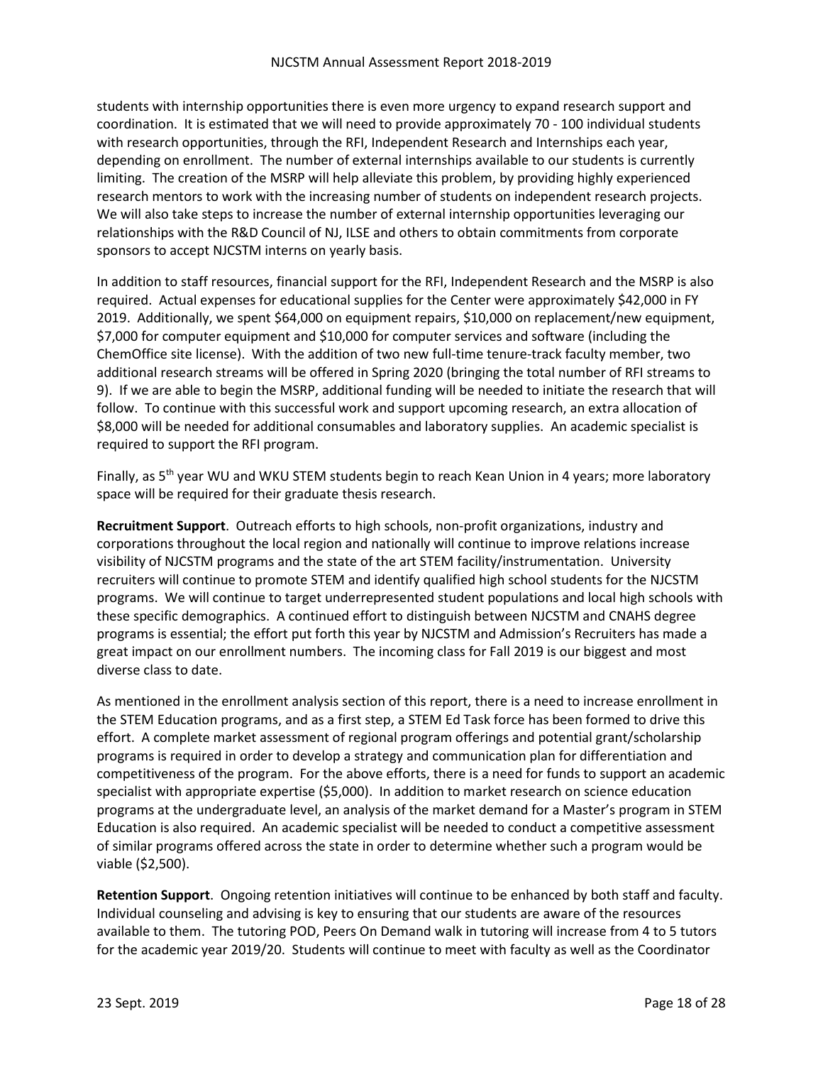students with internship opportunities there is even more urgency to expand research support and coordination. It is estimated that we will need to provide approximately 70 - 100 individual students with research opportunities, through the RFI, Independent Research and Internships each year, depending on enrollment. The number of external internships available to our students is currently limiting. The creation of the MSRP will help alleviate this problem, by providing highly experienced research mentors to work with the increasing number of students on independent research projects. We will also take steps to increase the number of external internship opportunities leveraging our relationships with the R&D Council of NJ, ILSE and others to obtain commitments from corporate sponsors to accept NJCSTM interns on yearly basis.

In addition to staff resources, financial support for the RFI, Independent Research and the MSRP is also required. Actual expenses for educational supplies for the Center were approximately $42,000 in FY 2019. Additionally, we spent $64,000 on equipment repairs, $10,000 on replacement/new equipment, $7,000 for computer equipment and $10,000 for computer services and software (including the ChemOffice site license). With the addition of two new full-time tenure-track faculty member, two additional research streams will be offered in Spring 2020 (bringing the total number of RFI streams to 9). If we are able to begin the MSRP, additional funding will be needed to initiate the research that will follow. To continue with this successful work and support upcoming research, an extra allocation of $8,000 will be needed for additional consumables and laboratory supplies. An academic specialist is required to support the RFI program.

Finally, as 5th year WU and WKU STEM students begin to reach Kean Union in 4 years; more laboratory space will be required for their graduate thesis research.

**Recruitment Support**. Outreach efforts to high schools, non-profit organizations, industry and corporations throughout the local region and nationally will continue to improve relations increase visibility of NJCSTM programs and the state of the art STEM facility/instrumentation. University recruiters will continue to promote STEM and identify qualified high school students for the NJCSTM programs. We will continue to target underrepresented student populations and local high schools with these specific demographics. A continued effort to distinguish between NJCSTM and CNAHS degree programs is essential; the effort put forth this year by NJCSTM and Admission's Recruiters has made a great impact on our enrollment numbers. The incoming class for Fall 2019 is our biggest and most diverse class to date.

As mentioned in the enrollment analysis section of this report, there is a need to increase enrollment in the STEM Education programs, and as a first step, a STEM Ed Task force has been formed to drive this effort. A complete market assessment of regional program offerings and potential grant/scholarship programs is required in order to develop a strategy and communication plan for differentiation and competitiveness of the program. For the above efforts, there is a need for funds to support an academic specialist with appropriate expertise ($5,000). In addition to market research on science education programs at the undergraduate level, an analysis of the market demand for a Master's program in STEM Education is also required. An academic specialist will be needed to conduct a competitive assessment of similar programs offered across the state in order to determine whether such a program would be viable ($2,500).

**Retention Support**. Ongoing retention initiatives will continue to be enhanced by both staff and faculty. Individual counseling and advising is key to ensuring that our students are aware of the resources available to them. The tutoring POD, Peers On Demand walk in tutoring will increase from 4 to 5 tutors for the academic year 2019/20. Students will continue to meet with faculty as well as the Coordinator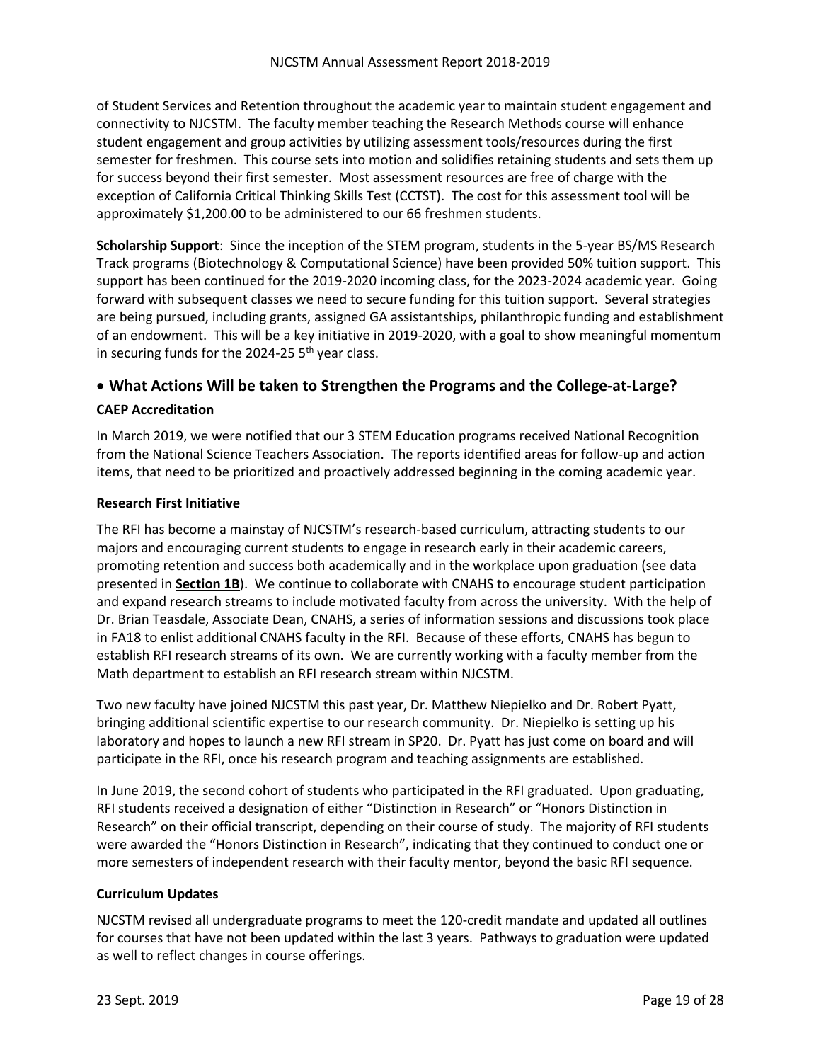of Student Services and Retention throughout the academic year to maintain student engagement and connectivity to NJCSTM. The faculty member teaching the Research Methods course will enhance student engagement and group activities by utilizing assessment tools/resources during the first semester for freshmen. This course sets into motion and solidifies retaining students and sets them up for success beyond their first semester. Most assessment resources are free of charge with the exception of California Critical Thinking Skills Test (CCTST). The cost for this assessment tool will be approximately $1,200.00 to be administered to our 66 freshmen students.

**Scholarship Support**: Since the inception of the STEM program, students in the 5-year BS/MS Research Track programs (Biotechnology & Computational Science) have been provided 50% tuition support. This support has been continued for the 2019-2020 incoming class, for the 2023-2024 academic year. Going forward with subsequent classes we need to secure funding for this tuition support. Several strategies are being pursued, including grants, assigned GA assistantships, philanthropic funding and establishment of an endowment. This will be a key initiative in 2019-2020, with a goal to show meaningful momentum in securing funds for the 2024-25 5th year class.

## • What Actions Will be taken to Strengthen the Programs and the College-at-Large?

### CAEP Accreditation

In March 2019, we were notified that our 3 STEM Education programs received National Recognition from the National Science Teachers Association. The reports identified areas for follow-up and action items, that need to be prioritized and proactively addressed beginning in the coming academic year.

### Research First Initiative

The RFI has become a mainstay of NJCSTM's research-based curriculum, attracting students to our majors and encouraging current students to engage in research early in their academic careers, promoting retention and success both academically and in the workplace upon graduation (see data presented in **Section 1B**). We continue to collaborate with CNAHS to encourage student participation and expand research streams to include motivated faculty from across the university. With the help of Dr. Brian Teasdale, Associate Dean, CNAHS, a series of information sessions and discussions took place in FA18 to enlist additional CNAHS faculty in the RFI. Because of these efforts, CNAHS has begun to establish RFI research streams of its own. We are currently working with a faculty member from the Math department to establish an RFI research stream within NJCSTM.

Two new faculty have joined NJCSTM this past year, Dr. Matthew Niepielko and Dr. Robert Pyatt, bringing additional scientific expertise to our research community. Dr. Niepielko is setting up his laboratory and hopes to launch a new RFI stream in SP20. Dr. Pyatt has just come on board and will participate in the RFI, once his research program and teaching assignments are established.

In June 2019, the second cohort of students who participated in the RFI graduated. Upon graduating, RFI students received a designation of either "Distinction in Research" or "Honors Distinction in Research" on their official transcript, depending on their course of study. The majority of RFI students were awarded the "Honors Distinction in Research", indicating that they continued to conduct one or more semesters of independent research with their faculty mentor, beyond the basic RFI sequence.

### Curriculum Updates

NJCSTM revised all undergraduate programs to meet the 120-credit mandate and updated all outlines for courses that have not been updated within the last 3 years. Pathways to graduation were updated as well to reflect changes in course offerings.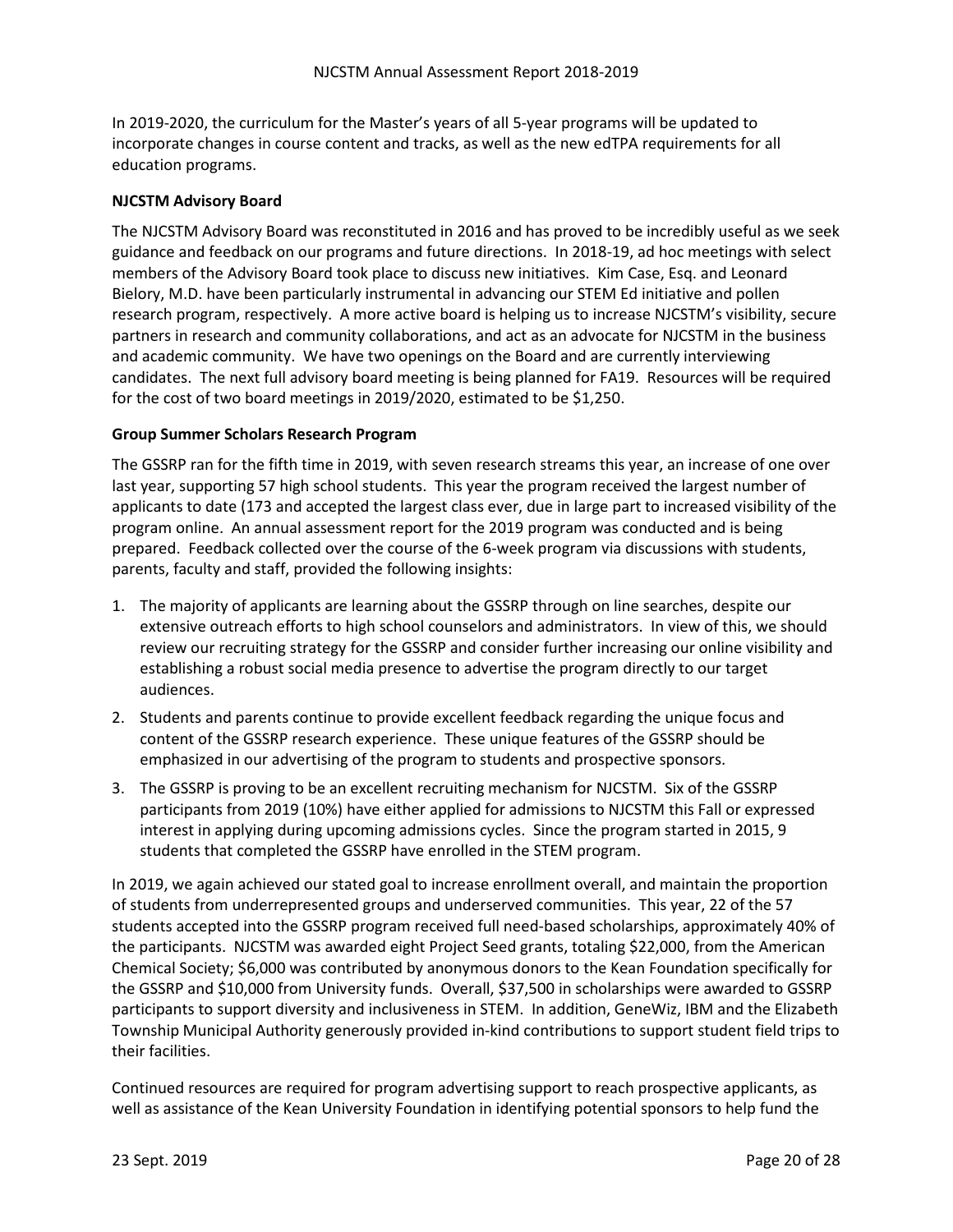In 2019-2020, the curriculum for the Master's years of all 5-year programs will be updated to incorporate changes in course content and tracks, as well as the new edTPA requirements for all education programs.

**NJCSTM Advisory Board**

The NJCSTM Advisory Board was reconstituted in 2016 and has proved to be incredibly useful as we seek guidance and feedback on our programs and future directions. In 2018-19, ad hoc meetings with select members of the Advisory Board took place to discuss new initiatives. Kim Case, Esq. and Leonard Bielory, M.D. have been particularly instrumental in advancing our STEM Ed initiative and pollen research program, respectively. A more active board is helping us to increase NJCSTM's visibility, secure partners in research and community collaborations, and act as an advocate for NJCSTM in the business and academic community. We have two openings on the Board and are currently interviewing candidates. The next full advisory board meeting is being planned for FA19. Resources will be required for the cost of two board meetings in 2019/2020, estimated to be $1,250.

**Group Summer Scholars Research Program**

The GSSRP ran for the fifth time in 2019, with seven research streams this year, an increase of one over last year, supporting 57 high school students. This year the program received the largest number of applicants to date (173 and accepted the largest class ever, due in large part to increased visibility of the program online. An annual assessment report for the 2019 program was conducted and is being prepared. Feedback collected over the course of the 6-week program via discussions with students, parents, faculty and staff, provided the following insights:

1. The majority of applicants are learning about the GSSRP through on line searches, despite our extensive outreach efforts to high school counselors and administrators. In view of this, we should review our recruiting strategy for the GSSRP and consider further increasing our online visibility and establishing a robust social media presence to advertise the program directly to our target audiences.
2. Students and parents continue to provide excellent feedback regarding the unique focus and content of the GSSRP research experience. These unique features of the GSSRP should be emphasized in our advertising of the program to students and prospective sponsors.
3. The GSSRP is proving to be an excellent recruiting mechanism for NJCSTM. Six of the GSSRP participants from 2019 (10%) have either applied for admissions to NJCSTM this Fall or expressed interest in applying during upcoming admissions cycles. Since the program started in 2015, 9 students that completed the GSSRP have enrolled in the STEM program.

In 2019, we again achieved our stated goal to increase enrollment overall, and maintain the proportion of students from underrepresented groups and underserved communities. This year, 22 of the 57 students accepted into the GSSRP program received full need-based scholarships, approximately 40% of the participants. NJCSTM was awarded eight Project Seed grants, totaling $22,000, from the American Chemical Society; $6,000 was contributed by anonymous donors to the Kean Foundation specifically for the GSSRP and $10,000 from University funds. Overall, $37,500 in scholarships were awarded to GSSRP participants to support diversity and inclusiveness in STEM. In addition, GeneWiz, IBM and the Elizabeth Township Municipal Authority generously provided in-kind contributions to support student field trips to their facilities.

Continued resources are required for program advertising support to reach prospective applicants, as well as assistance of the Kean University Foundation in identifying potential sponsors to help fund the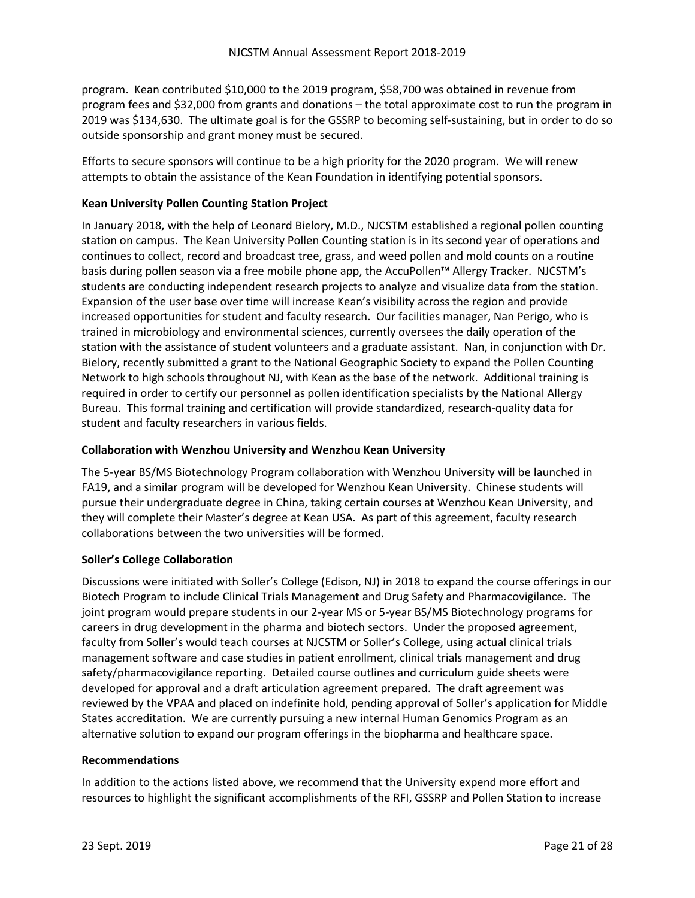program. Kean contributed $10,000 to the 2019 program, $58,700 was obtained in revenue from program fees and $32,000 from grants and donations – the total approximate cost to run the program in 2019 was $134,630. The ultimate goal is for the GSSRP to becoming self-sustaining, but in order to do so outside sponsorship and grant money must be secured.

Efforts to secure sponsors will continue to be a high priority for the 2020 program. We will renew attempts to obtain the assistance of the Kean Foundation in identifying potential sponsors.

**Kean University Pollen Counting Station Project**

In January 2018, with the help of Leonard Bielory, M.D., NJCSTM established a regional pollen counting station on campus. The Kean University Pollen Counting station is in its second year of operations and continues to collect, record and broadcast tree, grass, and weed pollen and mold counts on a routine basis during pollen season via a free mobile phone app, the AccuPollen™ Allergy Tracker. NJCSTM's students are conducting independent research projects to analyze and visualize data from the station. Expansion of the user base over time will increase Kean's visibility across the region and provide increased opportunities for student and faculty research. Our facilities manager, Nan Perigo, who is trained in microbiology and environmental sciences, currently oversees the daily operation of the station with the assistance of student volunteers and a graduate assistant. Nan, in conjunction with Dr. Bielory, recently submitted a grant to the National Geographic Society to expand the Pollen Counting Network to high schools throughout NJ, with Kean as the base of the network. Additional training is required in order to certify our personnel as pollen identification specialists by the National Allergy Bureau. This formal training and certification will provide standardized, research-quality data for student and faculty researchers in various fields.

**Collaboration with Wenzhou University and Wenzhou Kean University**

The 5-year BS/MS Biotechnology Program collaboration with Wenzhou University will be launched in FA19, and a similar program will be developed for Wenzhou Kean University. Chinese students will pursue their undergraduate degree in China, taking certain courses at Wenzhou Kean University, and they will complete their Master's degree at Kean USA. As part of this agreement, faculty research collaborations between the two universities will be formed.

**Soller's College Collaboration**

Discussions were initiated with Soller's College (Edison, NJ) in 2018 to expand the course offerings in our Biotech Program to include Clinical Trials Management and Drug Safety and Pharmacovigilance. The joint program would prepare students in our 2-year MS or 5-year BS/MS Biotechnology programs for careers in drug development in the pharma and biotech sectors. Under the proposed agreement, faculty from Soller's would teach courses at NJCSTM or Soller's College, using actual clinical trials management software and case studies in patient enrollment, clinical trials management and drug safety/pharmacovigilance reporting. Detailed course outlines and curriculum guide sheets were developed for approval and a draft articulation agreement prepared. The draft agreement was reviewed by the VPAA and placed on indefinite hold, pending approval of Soller's application for Middle States accreditation. We are currently pursuing a new internal Human Genomics Program as an alternative solution to expand our program offerings in the biopharma and healthcare space.

**Recommendations**

In addition to the actions listed above, we recommend that the University expend more effort and resources to highlight the significant accomplishments of the RFI, GSSRP and Pollen Station to increase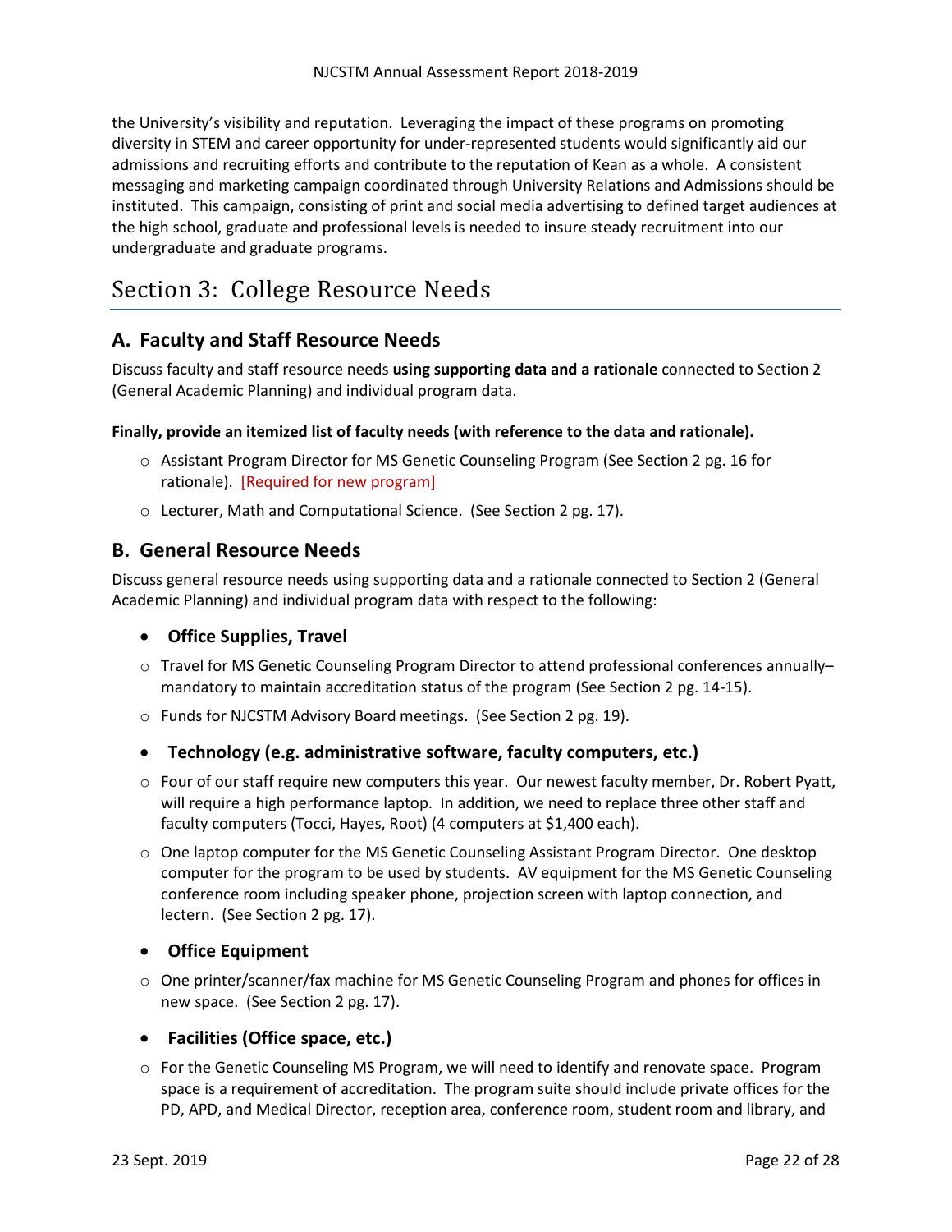the University's visibility and reputation. Leveraging the impact of these programs on promoting diversity in STEM and career opportunity for under-represented students would significantly aid our admissions and recruiting efforts and contribute to the reputation of Kean as a whole. A consistent messaging and marketing campaign coordinated through University Relations and Admissions should be instituted. This campaign, consisting of print and social media advertising to defined target audiences at the high school, graduate and professional levels is needed to insure steady recruitment into our undergraduate and graduate programs.

# Section 3: College Resource Needs

## A. Faculty and Staff Resource Needs

Discuss faculty and staff resource needs **using supporting data and a rationale** connected to Section 2 (General Academic Planning) and individual program data.

**Finally, provide an itemized list of faculty needs (with reference to the data and rationale).**

- Assistant Program Director for MS Genetic Counseling Program (See Section 2 pg. 16 for rationale). [Required for new program]
- Lecturer, Math and Computational Science. (See Section 2 pg. 17).

## B. General Resource Needs

Discuss general resource needs using supporting data and a rationale connected to Section 2 (General Academic Planning) and individual program data with respect to the following:

- **Office Supplies, Travel**
  - Travel for MS Genetic Counseling Program Director to attend professional conferences annually– mandatory to maintain accreditation status of the program (See Section 2 pg. 14-15).
  - Funds for NJCSTM Advisory Board meetings. (See Section 2 pg. 19).
- **Technology (e.g. administrative software, faculty computers, etc.)**
  - Four of our staff require new computers this year. Our newest faculty member, Dr. Robert Pyatt, will require a high performance laptop. In addition, we need to replace three other staff and faculty computers (Tocci, Hayes, Root) (4 computers at $1,400 each).
  - One laptop computer for the MS Genetic Counseling Assistant Program Director. One desktop computer for the program to be used by students. AV equipment for the MS Genetic Counseling conference room including speaker phone, projection screen with laptop connection, and lectern. (See Section 2 pg. 17).
- **Office Equipment**
  - One printer/scanner/fax machine for MS Genetic Counseling Program and phones for offices in new space. (See Section 2 pg. 17).
- **Facilities (Office space, etc.)**
  - For the Genetic Counseling MS Program, we will need to identify and renovate space. Program space is a requirement of accreditation. The program suite should include private offices for the PD, APD, and Medical Director, reception area, conference room, student room and library, and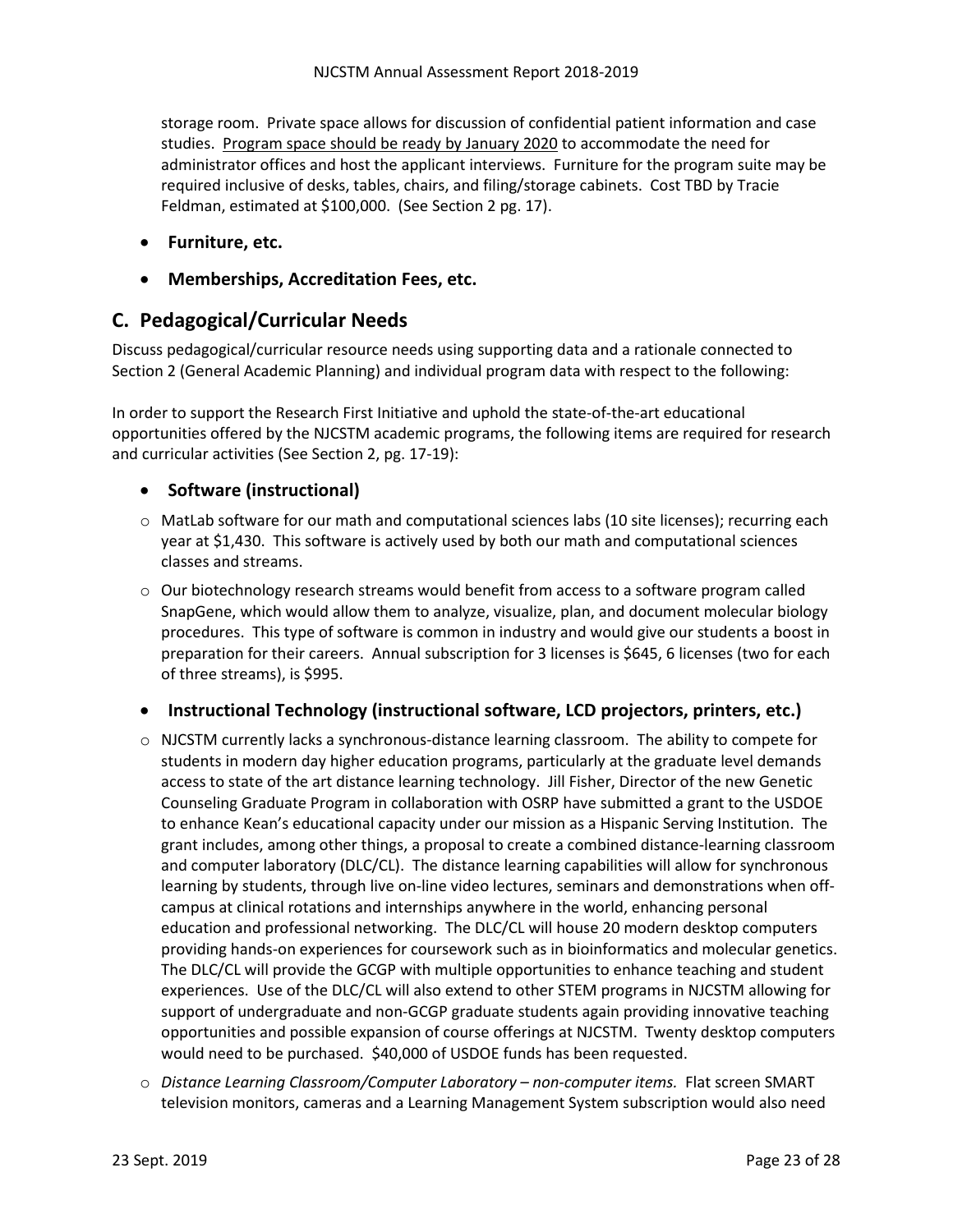storage room. Private space allows for discussion of confidential patient information and case studies. Program space should be ready by January 2020 to accommodate the need for administrator offices and host the applicant interviews. Furniture for the program suite may be required inclusive of desks, tables, chairs, and filing/storage cabinets. Cost TBD by Tracie Feldman, estimated at $100,000. (See Section 2 pg. 17).

- **Furniture, etc.**
- **Memberships, Accreditation Fees, etc.**

## C. Pedagogical/Curricular Needs

Discuss pedagogical/curricular resource needs using supporting data and a rationale connected to Section 2 (General Academic Planning) and individual program data with respect to the following:

In order to support the Research First Initiative and uphold the state-of-the-art educational opportunities offered by the NJCSTM academic programs, the following items are required for research and curricular activities (See Section 2, pg. 17-19):

- **Software (instructional)**
  - MatLab software for our math and computational sciences labs (10 site licenses); recurring each year at $1,430. This software is actively used by both our math and computational sciences classes and streams.
  - Our biotechnology research streams would benefit from access to a software program called SnapGene, which would allow them to analyze, visualize, plan, and document molecular biology procedures. This type of software is common in industry and would give our students a boost in preparation for their careers. Annual subscription for 3 licenses is $645, 6 licenses (two for each of three streams), is $995.
- **Instructional Technology (instructional software, LCD projectors, printers, etc.)**
  - NJCSTM currently lacks a synchronous-distance learning classroom. The ability to compete for students in modern day higher education programs, particularly at the graduate level demands access to state of the art distance learning technology. Jill Fisher, Director of the new Genetic Counseling Graduate Program in collaboration with OSRP have submitted a grant to the USDOE to enhance Kean's educational capacity under our mission as a Hispanic Serving Institution. The grant includes, among other things, a proposal to create a combined distance-learning classroom and computer laboratory (DLC/CL). The distance learning capabilities will allow for synchronous learning by students, through live on-line video lectures, seminars and demonstrations when off-campus at clinical rotations and internships anywhere in the world, enhancing personal education and professional networking. The DLC/CL will house 20 modern desktop computers providing hands-on experiences for coursework such as in bioinformatics and molecular genetics. The DLC/CL will provide the GCGP with multiple opportunities to enhance teaching and student experiences. Use of the DLC/CL will also extend to other STEM programs in NJCSTM allowing for support of undergraduate and non-GCGP graduate students again providing innovative teaching opportunities and possible expansion of course offerings at NJCSTM. Twenty desktop computers would need to be purchased. $40,000 of USDOE funds has been requested.
  - *Distance Learning Classroom/Computer Laboratory – non-computer items.* Flat screen SMART television monitors, cameras and a Learning Management System subscription would also need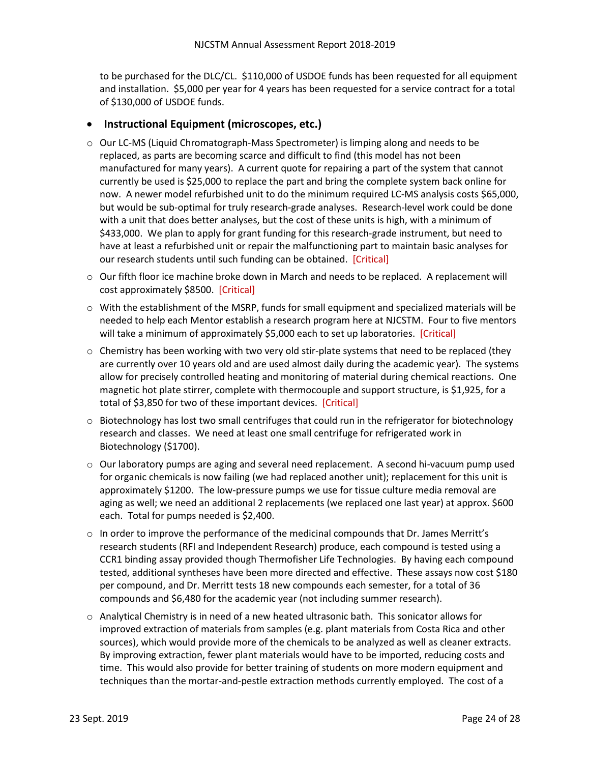to be purchased for the DLC/CL. $110,000 of USDOE funds has been requested for all equipment and installation. $5,000 per year for 4 years has been requested for a service contract for a total of $130,000 of USDOE funds.

- **Instructional Equipment (microscopes, etc.)**

  - Our LC-MS (Liquid Chromatograph-Mass Spectrometer) is limping along and needs to be replaced, as parts are becoming scarce and difficult to find (this model has not been manufactured for many years). A current quote for repairing a part of the system that cannot currently be used is $25,000 to replace the part and bring the complete system back online for now. A newer model refurbished unit to do the minimum required LC-MS analysis costs $65,000, but would be sub-optimal for truly research-grade analyses. Research-level work could be done with a unit that does better analyses, but the cost of these units is high, with a minimum of $433,000. We plan to apply for grant funding for this research-grade instrument, but need to have at least a refurbished unit or repair the malfunctioning part to maintain basic analyses for our research students until such funding can be obtained. [Critical]
  - Our fifth floor ice machine broke down in March and needs to be replaced. A replacement will cost approximately $8500. [Critical]
  - With the establishment of the MSRP, funds for small equipment and specialized materials will be needed to help each Mentor establish a research program here at NJCSTM. Four to five mentors will take a minimum of approximately $5,000 each to set up laboratories. [Critical]
  - Chemistry has been working with two very old stir-plate systems that need to be replaced (they are currently over 10 years old and are used almost daily during the academic year). The systems allow for precisely controlled heating and monitoring of material during chemical reactions. One magnetic hot plate stirrer, complete with thermocouple and support structure, is $1,925, for a total of $3,850 for two of these important devices. [Critical]
  - Biotechnology has lost two small centrifuges that could run in the refrigerator for biotechnology research and classes. We need at least one small centrifuge for refrigerated work in Biotechnology ($1700).
  - Our laboratory pumps are aging and several need replacement. A second hi-vacuum pump used for organic chemicals is now failing (we had replaced another unit); replacement for this unit is approximately $1200. The low-pressure pumps we use for tissue culture media removal are aging as well; we need an additional 2 replacements (we replaced one last year) at approx. $600 each. Total for pumps needed is $2,400.
  - In order to improve the performance of the medicinal compounds that Dr. James Merritt's research students (RFI and Independent Research) produce, each compound is tested using a CCR1 binding assay provided though Thermofisher Life Technologies. By having each compound tested, additional syntheses have been more directed and effective. These assays now cost $180 per compound, and Dr. Merritt tests 18 new compounds each semester, for a total of 36 compounds and $6,480 for the academic year (not including summer research).
  - Analytical Chemistry is in need of a new heated ultrasonic bath. This sonicator allows for improved extraction of materials from samples (e.g. plant materials from Costa Rica and other sources), which would provide more of the chemicals to be analyzed as well as cleaner extracts. By improving extraction, fewer plant materials would have to be imported, reducing costs and time. This would also provide for better training of students on more modern equipment and techniques than the mortar-and-pestle extraction methods currently employed. The cost of a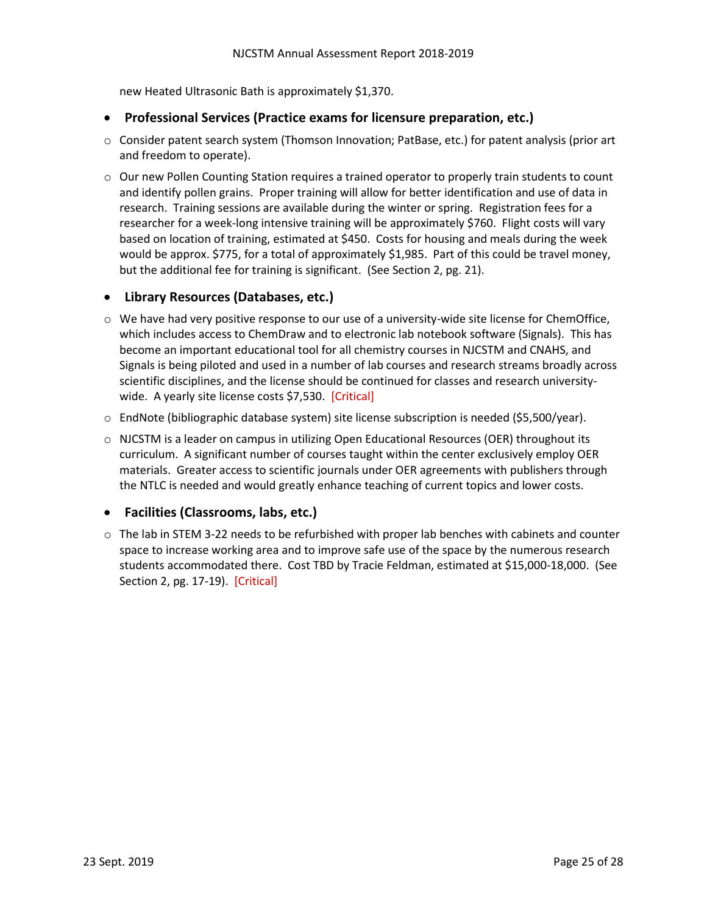new Heated Ultrasonic Bath is approximately $1,370.

- **Professional Services (Practice exams for licensure preparation, etc.)**

  - Consider patent search system (Thomson Innovation; PatBase, etc.) for patent analysis (prior art and freedom to operate).
  - Our new Pollen Counting Station requires a trained operator to properly train students to count and identify pollen grains. Proper training will allow for better identification and use of data in research. Training sessions are available during the winter or spring. Registration fees for a researcher for a week-long intensive training will be approximately $760. Flight costs will vary based on location of training, estimated at $450. Costs for housing and meals during the week would be approx. $775, for a total of approximately $1,985. Part of this could be travel money, but the additional fee for training is significant. (See Section 2, pg. 21).

- **Library Resources (Databases, etc.)**

  - We have had very positive response to our use of a university-wide site license for ChemOffice, which includes access to ChemDraw and to electronic lab notebook software (Signals). This has become an important educational tool for all chemistry courses in NJCSTM and CNAHS, and Signals is being piloted and used in a number of lab courses and research streams broadly across scientific disciplines, and the license should be continued for classes and research university-wide. A yearly site license costs $7,530. [Critical]
  - EndNote (bibliographic database system) site license subscription is needed ($5,500/year).
  - NJCSTM is a leader on campus in utilizing Open Educational Resources (OER) throughout its curriculum. A significant number of courses taught within the center exclusively employ OER materials. Greater access to scientific journals under OER agreements with publishers through the NTLC is needed and would greatly enhance teaching of current topics and lower costs.

- **Facilities (Classrooms, labs, etc.)**

  - The lab in STEM 3-22 needs to be refurbished with proper lab benches with cabinets and counter space to increase working area and to improve safe use of the space by the numerous research students accommodated there. Cost TBD by Tracie Feldman, estimated at $15,000-18,000. (See Section 2, pg. 17-19). [Critical]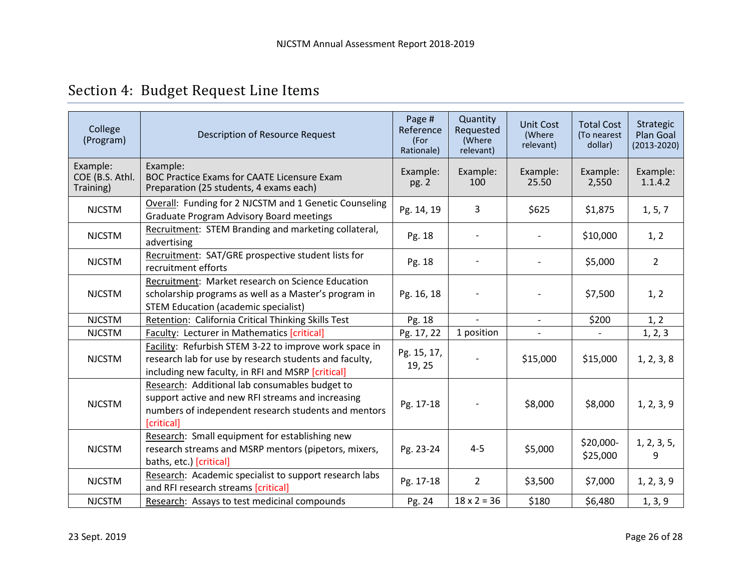## Section 4: Budget Request Line Items

| College (Program) | Description of Resource Request | Page # Reference (For Rationale) | Quantity Requested (Where relevant) | Unit Cost (Where relevant) | Total Cost (To nearest dollar) | Strategic Plan Goal (2013-2020) |
|---|---|---|---|---|---|---|
| Example: COE (B.S. Athl. Training) | Example: BOC Practice Exams for CAATE Licensure Exam Preparation (25 students, 4 exams each) | Example: pg. 2 | Example: 100 | Example: 25.50 | Example: 2,550 | Example: 1.1.4.2 |
| NJCSTM | Overall: Funding for 2 NJCSTM and 1 Genetic Counseling Graduate Program Advisory Board meetings | Pg. 14, 19 | 3 | $625 | $1,875 | 1, 5, 7 |
| NJCSTM | Recruitment: STEM Branding and marketing collateral, advertising | Pg. 18 | - | - | $10,000 | 1, 2 |
| NJCSTM | Recruitment: SAT/GRE prospective student lists for recruitment efforts | Pg. 18 | - | - | $5,000 | 2 |
| NJCSTM | Recruitment: Market research on Science Education scholarship programs as well as a Master's program in STEM Education (academic specialist) | Pg. 16, 18 | - | - | $7,500 | 1, 2 |
| NJCSTM | Retention: California Critical Thinking Skills Test | Pg. 18 | - | - | $200 | 1, 2 |
| NJCSTM | Faculty: Lecturer in Mathematics [critical] | Pg. 17, 22 | 1 position | - | - | 1, 2, 3 |
| NJCSTM | Facility: Refurbish STEM 3-22 to improve work space in research lab for use by research students and faculty, including new faculty, in RFI and MSRP [critical] | Pg. 15, 17, 19, 25 | - | $15,000 | $15,000 | 1, 2, 3, 8 |
| NJCSTM | Research: Additional lab consumables budget to support active and new RFI streams and increasing numbers of independent research students and mentors [critical] | Pg. 17-18 | - | $8,000 | $8,000 | 1, 2, 3, 9 |
| NJCSTM | Research: Small equipment for establishing new research streams and MSRP mentors (pipetors, mixers, baths, etc.) [critical] | Pg. 23-24 | 4-5 | $5,000 | $20,000-$25,000 | 1, 2, 3, 5, 9 |
| NJCSTM | Research: Academic specialist to support research labs and RFI research streams [critical] | Pg. 17-18 | 2 | $3,500 | $7,000 | 1, 2, 3, 9 |
| NJCSTM | Research: Assays to test medicinal compounds | Pg. 24 | 18 x 2 = 36 | $180 | $6,480 | 1, 3, 9 |

23 Sept. 2019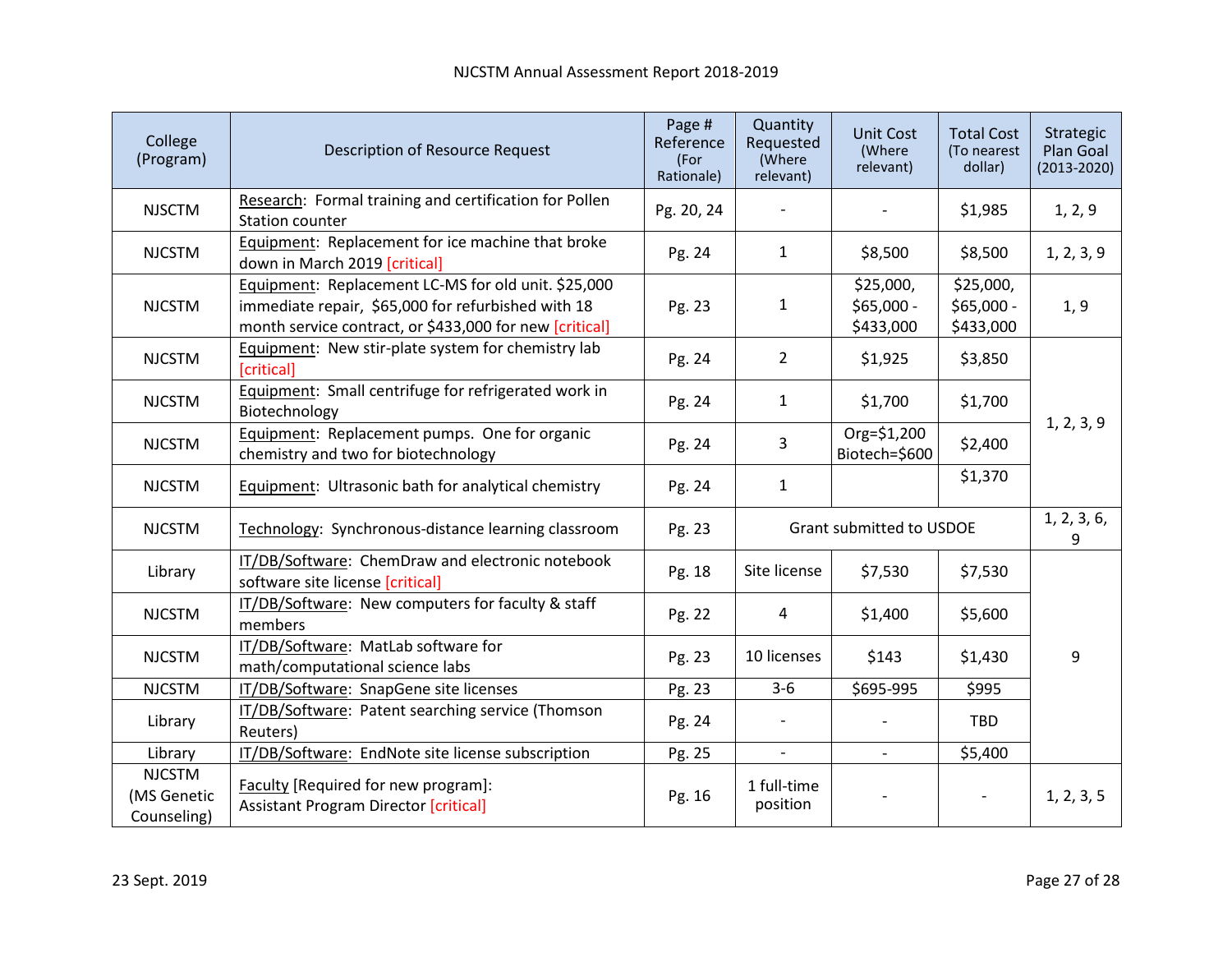| College (Program) | Description of Resource Request | Page # Reference (For Rationale) | Quantity Requested (Where relevant) | Unit Cost (Where relevant) | Total Cost (To nearest dollar) | Strategic Plan Goal (2013-2020) |
|---|---|---|---|---|---|---|
| NJSCTM | Research: Formal training and certification for Pollen Station counter | Pg. 20, 24 | - | - | $1,985 | 1, 2, 9 |
| NJCSTM | Equipment: Replacement for ice machine that broke down in March 2019 [critical] | Pg. 24 | 1 | $8,500 | $8,500 | 1, 2, 3, 9 |
| NJCSTM | Equipment: Replacement LC-MS for old unit. $25,000 immediate repair, $65,000 for refurbished with 18 month service contract, or $433,000 for new [critical] | Pg. 23 | 1 | $25,000, $65,000 - $433,000 | $25,000, $65,000 - $433,000 | 1, 9 |
| NJCSTM | Equipment: New stir-plate system for chemistry lab [critical] | Pg. 24 | 2 | $1,925 | $3,850 | 1, 2, 3, 9 |
| NJCSTM | Equipment: Small centrifuge for refrigerated work in Biotechnology | Pg. 24 | 1 | $1,700 | $1,700 | |
| NJCSTM | Equipment: Replacement pumps. One for organic chemistry and two for biotechnology | Pg. 24 | 3 | Org=$1,200 Biotech=$600 | $2,400 | |
| NJCSTM | Equipment: Ultrasonic bath for analytical chemistry | Pg. 24 | 1 | | $1,370 | |
| NJCSTM | Technology: Synchronous-distance learning classroom | Pg. 23 | Grant submitted to USDOE | | | 1, 2, 3, 6, 9 |
| Library | IT/DB/Software: ChemDraw and electronic notebook software site license [critical] | Pg. 18 | Site license | $7,530 | $7,530 | 9 |
| NJCSTM | IT/DB/Software: New computers for faculty & staff members | Pg. 22 | 4 | $1,400 | $5,600 | |
| NJCSTM | IT/DB/Software: MatLab software for math/computational science labs | Pg. 23 | 10 licenses | $143 | $1,430 | |
| NJCSTM | IT/DB/Software: SnapGene site licenses | Pg. 23 | 3-6 | $695-995 | $995 | |
| Library | IT/DB/Software: Patent searching service (Thomson Reuters) | Pg. 24 | - | - | TBD | |
| Library | IT/DB/Software: EndNote site license subscription | Pg. 25 | - | - | $5,400 | |
| NJCSTM (MS Genetic Counseling) | Faculty [Required for new program]: Assistant Program Director [critical] | Pg. 16 | 1 full-time position | - | - | 1, 2, 3, 5 |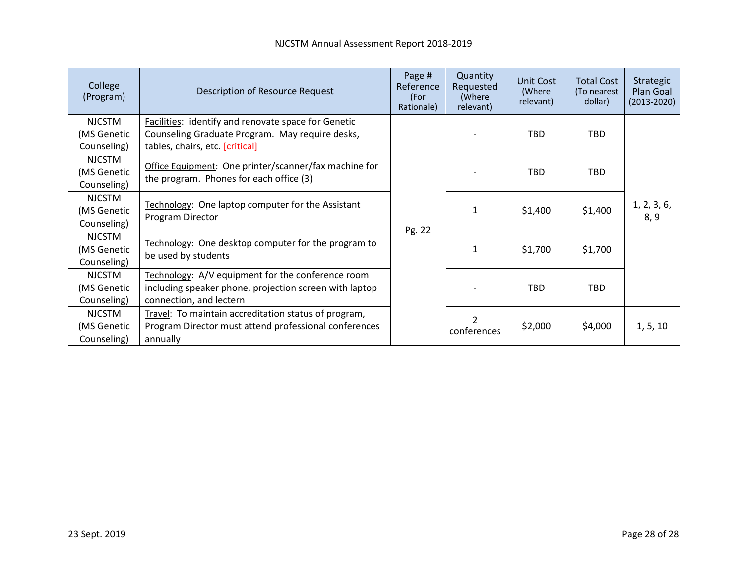| College (Program) | Description of Resource Request | Page # Reference (For Rationale) | Quantity Requested (Where relevant) | Unit Cost (Where relevant) | Total Cost (To nearest dollar) | Strategic Plan Goal (2013-2020) |
|---|---|---|---|---|---|---|
| NJCSTM (MS Genetic Counseling) | Facilities: identify and renovate space for Genetic Counseling Graduate Program. May require desks, tables, chairs, etc. [critical] | Pg. 22 | - | TBD | TBD | 1, 2, 3, 6, 8, 9 |
| NJCSTM (MS Genetic Counseling) | Office Equipment: One printer/scanner/fax machine for the program. Phones for each office (3) | | - | TBD | TBD | |
| NJCSTM (MS Genetic Counseling) | Technology: One laptop computer for the Assistant Program Director | | 1 | $1,400 | $1,400 | |
| NJCSTM (MS Genetic Counseling) | Technology: One desktop computer for the program to be used by students | | 1 | $1,700 | $1,700 | |
| NJCSTM (MS Genetic Counseling) | Technology: A/V equipment for the conference room including speaker phone, projection screen with laptop connection, and lectern | | - | TBD | TBD | |
| NJCSTM (MS Genetic Counseling) | Travel: To maintain accreditation status of program, Program Director must attend professional conferences annually | | 2 conferences | $2,000 | $4,000 | 1, 5, 10 |

23 Sept. 2019